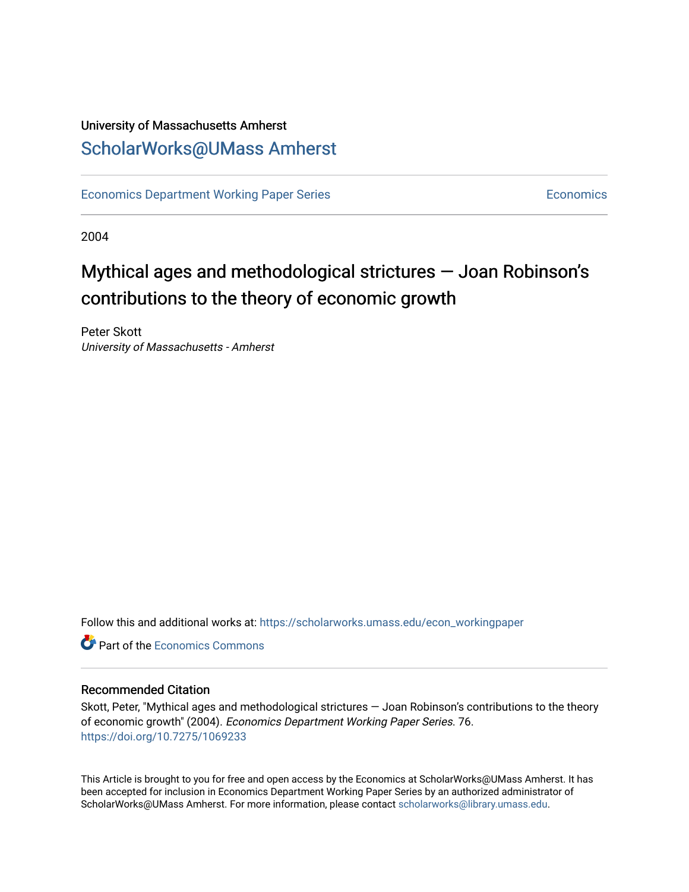University of Massachusetts Amherst

## ScholarWorks@UMass Amherst

Economics Department Working Paper Series | Economics

2004

# Mythical ages and methodological strictures — Joan Robinson's contributions to the theory of economic growth

Peter Skott
*University of Massachusetts - Amherst*

Follow this and additional works at: https://scholarworks.umass.edu/econ_workingpaper

Part of the Economics Commons

### Recommended Citation

Skott, Peter, "Mythical ages and methodological strictures — Joan Robinson's contributions to the theory of economic growth" (2004). *Economics Department Working Paper Series*. 76.
https://doi.org/10.7275/1069233

This Article is brought to you for free and open access by the Economics at ScholarWorks@UMass Amherst. It has been accepted for inclusion in Economics Department Working Paper Series by an authorized administrator of ScholarWorks@UMass Amherst. For more information, please contact scholarworks@library.umass.edu.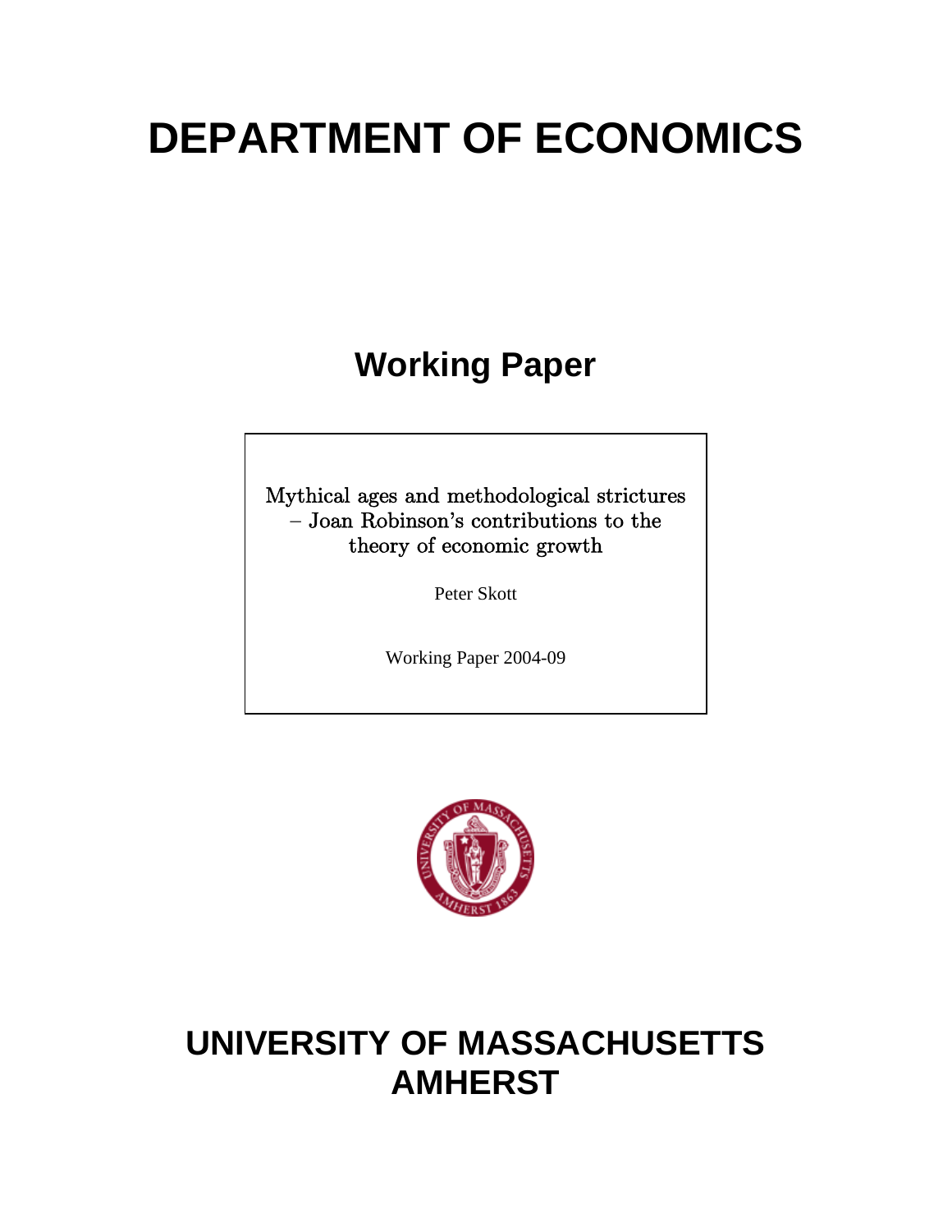# DEPARTMENT OF ECONOMICS

## Working Paper

Mythical ages and methodological strictures – Joan Robinson's contributions to the theory of economic growth

Peter Skott

Working Paper 2004-09

# UNIVERSITY OF MASSACHUSETTS AMHERST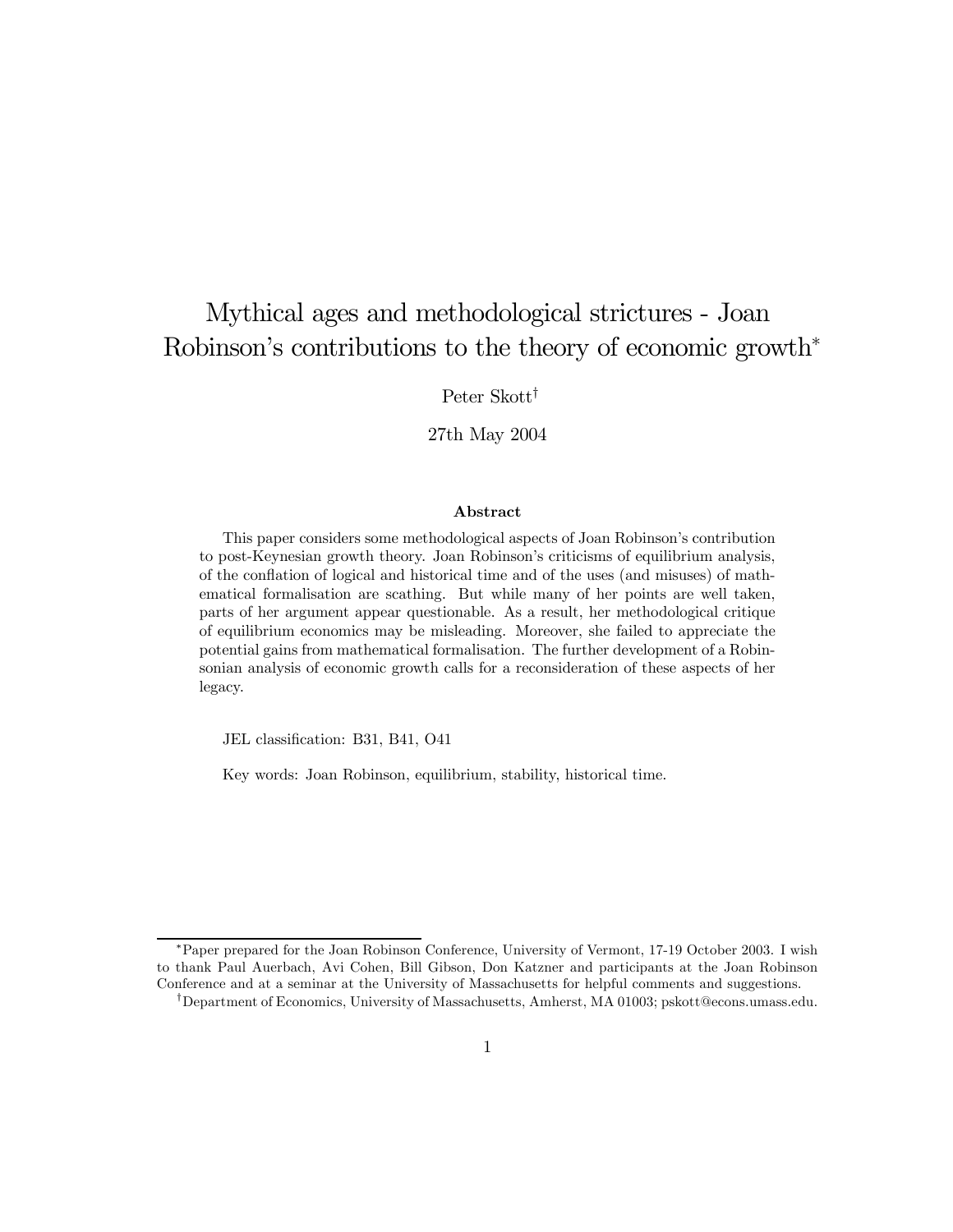# Mythical ages and methodological strictures - Joan Robinson's contributions to the theory of economic growth*

Peter Skott[†]

27th May 2004

### Abstract

This paper considers some methodological aspects of Joan Robinson's contribution to post-Keynesian growth theory. Joan Robinson's criticisms of equilibrium analysis, of the conflation of logical and historical time and of the uses (and misuses) of mathematical formalisation are scathing. But while many of her points are well taken, parts of her argument appear questionable. As a result, her methodological critique of equilibrium economics may be misleading. Moreover, she failed to appreciate the potential gains from mathematical formalisation. The further development of a Robinsonian analysis of economic growth calls for a reconsideration of these aspects of her legacy.

JEL classification: B31, B41, O41

Key words: Joan Robinson, equilibrium, stability, historical time.

---

*Paper prepared for the Joan Robinson Conference, University of Vermont, 17-19 October 2003. I wish to thank Paul Auerbach, Avi Cohen, Bill Gibson, Don Katzner and participants at the Joan Robinson Conference and at a seminar at the University of Massachusetts for helpful comments and suggestions.

[†]Department of Economics, University of Massachusetts, Amherst, MA 01003; pskott@econs.umass.edu.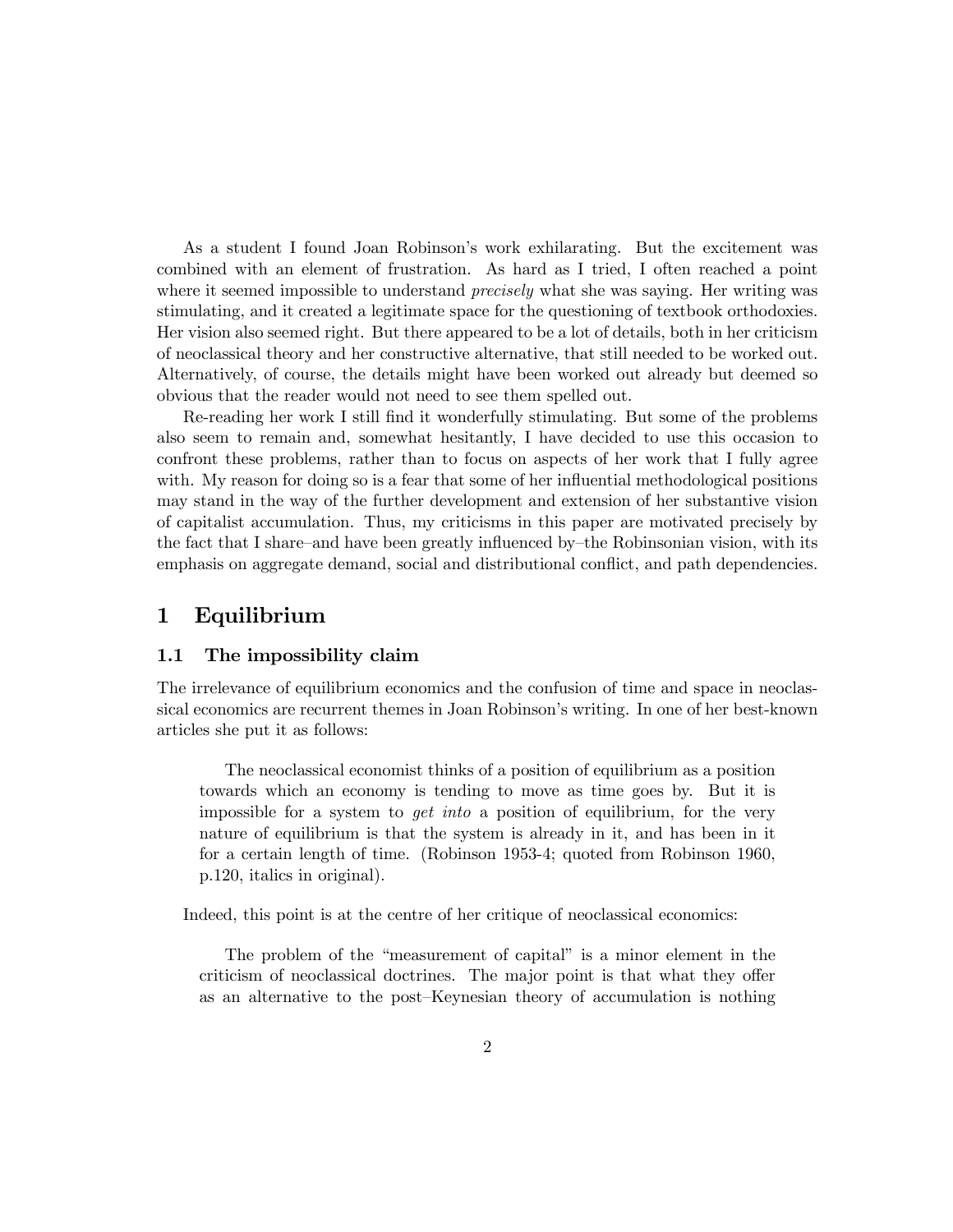As a student I found Joan Robinson's work exhilarating. But the excitement was combined with an element of frustration. As hard as I tried, I often reached a point where it seemed impossible to understand *precisely* what she was saying. Her writing was stimulating, and it created a legitimate space for the questioning of textbook orthodoxies. Her vision also seemed right. But there appeared to be a lot of details, both in her criticism of neoclassical theory and her constructive alternative, that still needed to be worked out. Alternatively, of course, the details might have been worked out already but deemed so obvious that the reader would not need to see them spelled out.

Re-reading her work I still find it wonderfully stimulating. But some of the problems also seem to remain and, somewhat hesitantly, I have decided to use this occasion to confront these problems, rather than to focus on aspects of her work that I fully agree with. My reason for doing so is a fear that some of her influential methodological positions may stand in the way of the further development and extension of her substantive vision of capitalist accumulation. Thus, my criticisms in this paper are motivated precisely by the fact that I share–and have been greatly influenced by–the Robinsonian vision, with its emphasis on aggregate demand, social and distributional conflict, and path dependencies.

# 1 Equilibrium

## 1.1 The impossibility claim

The irrelevance of equilibrium economics and the confusion of time and space in neoclassical economics are recurrent themes in Joan Robinson's writing. In one of her best-known articles she put it as follows:

> The neoclassical economist thinks of a position of equilibrium as a position towards which an economy is tending to move as time goes by. But it is impossible for a system to *get into* a position of equilibrium, for the very nature of equilibrium is that the system is already in it, and has been in it for a certain length of time. (Robinson 1953-4; quoted from Robinson 1960, p.120, italics in original).

Indeed, this point is at the centre of her critique of neoclassical economics:

> The problem of the "measurement of capital" is a minor element in the criticism of neoclassical doctrines. The major point is that what they offer as an alternative to the post–Keynesian theory of accumulation is nothing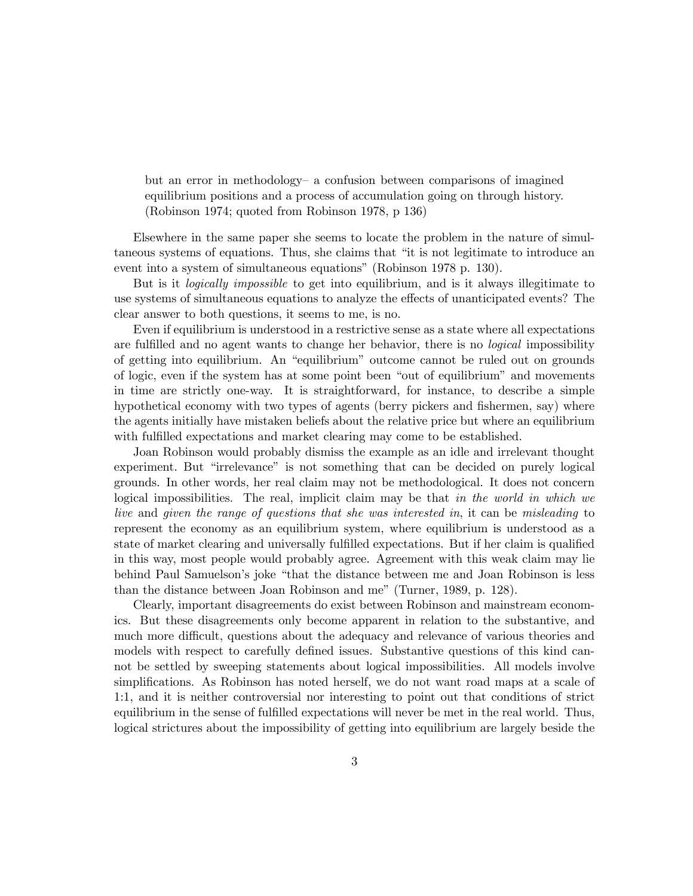> but an error in methodology– a confusion between comparisons of imagined equilibrium positions and a process of accumulation going on through history. (Robinson 1974; quoted from Robinson 1978, p 136)

Elsewhere in the same paper she seems to locate the problem in the nature of simultaneous systems of equations. Thus, she claims that "it is not legitimate to introduce an event into a system of simultaneous equations" (Robinson 1978 p. 130).

But is it *logically impossible* to get into equilibrium, and is it always illegitimate to use systems of simultaneous equations to analyze the effects of unanticipated events? The clear answer to both questions, it seems to me, is no.

Even if equilibrium is understood in a restrictive sense as a state where all expectations are fulfilled and no agent wants to change her behavior, there is no *logical* impossibility of getting into equilibrium. An "equilibrium" outcome cannot be ruled out on grounds of logic, even if the system has at some point been "out of equilibrium" and movements in time are strictly one-way. It is straightforward, for instance, to describe a simple hypothetical economy with two types of agents (berry pickers and fishermen, say) where the agents initially have mistaken beliefs about the relative price but where an equilibrium with fulfilled expectations and market clearing may come to be established.

Joan Robinson would probably dismiss the example as an idle and irrelevant thought experiment. But "irrelevance" is not something that can be decided on purely logical grounds. In other words, her real claim may not be methodological. It does not concern logical impossibilities. The real, implicit claim may be that *in the world in which we live* and *given the range of questions that she was interested in*, it can be *misleading* to represent the economy as an equilibrium system, where equilibrium is understood as a state of market clearing and universally fulfilled expectations. But if her claim is qualified in this way, most people would probably agree. Agreement with this weak claim may lie behind Paul Samuelson's joke "that the distance between me and Joan Robinson is less than the distance between Joan Robinson and me" (Turner, 1989, p. 128).

Clearly, important disagreements do exist between Robinson and mainstream economics. But these disagreements only become apparent in relation to the substantive, and much more difficult, questions about the adequacy and relevance of various theories and models with respect to carefully defined issues. Substantive questions of this kind cannot be settled by sweeping statements about logical impossibilities. All models involve simplifications. As Robinson has noted herself, we do not want road maps at a scale of 1:1, and it is neither controversial nor interesting to point out that conditions of strict equilibrium in the sense of fulfilled expectations will never be met in the real world. Thus, logical strictures about the impossibility of getting into equilibrium are largely beside the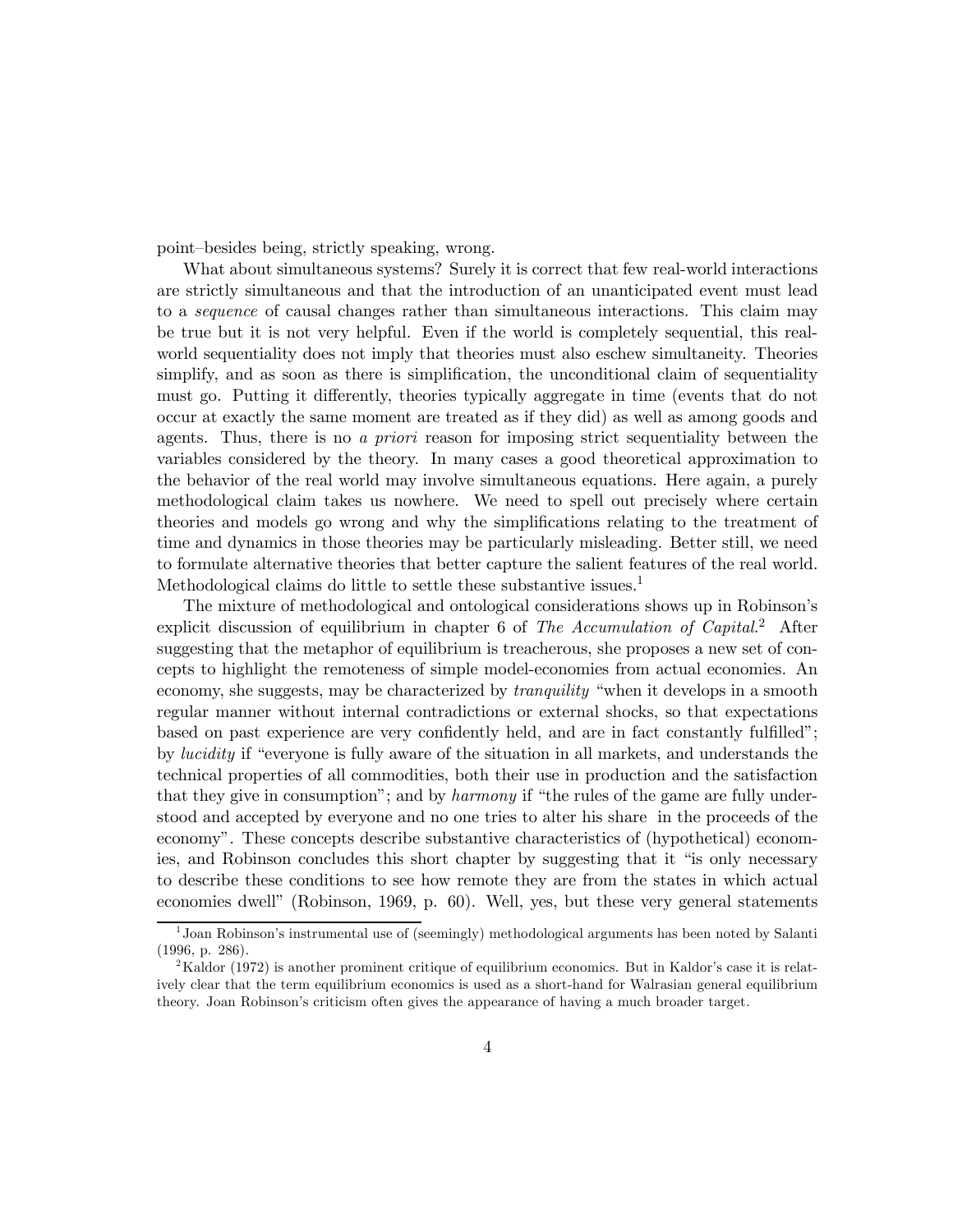point–besides being, strictly speaking, wrong.

What about simultaneous systems? Surely it is correct that few real-world interactions are strictly simultaneous and that the introduction of an unanticipated event must lead to a *sequence* of causal changes rather than simultaneous interactions. This claim may be true but it is not very helpful. Even if the world is completely sequential, this real-world sequentiality does not imply that theories must also eschew simultaneity. Theories simplify, and as soon as there is simplification, the unconditional claim of sequentiality must go. Putting it differently, theories typically aggregate in time (events that do not occur at exactly the same moment are treated as if they did) as well as among goods and agents. Thus, there is no *a priori* reason for imposing strict sequentiality between the variables considered by the theory. In many cases a good theoretical approximation to the behavior of the real world may involve simultaneous equations. Here again, a purely methodological claim takes us nowhere. We need to spell out precisely where certain theories and models go wrong and why the simplifications relating to the treatment of time and dynamics in those theories may be particularly misleading. Better still, we need to formulate alternative theories that better capture the salient features of the real world. Methodological claims do little to settle these substantive issues.[1]

The mixture of methodological and ontological considerations shows up in Robinson's explicit discussion of equilibrium in chapter 6 of *The Accumulation of Capital*.[2] After suggesting that the metaphor of equilibrium is treacherous, she proposes a new set of concepts to highlight the remoteness of simple model-economies from actual economies. An economy, she suggests, may be characterized by *tranquility* "when it develops in a smooth regular manner without internal contradictions or external shocks, so that expectations based on past experience are very confidently held, and are in fact constantly fulfilled"; by *lucidity* if "everyone is fully aware of the situation in all markets, and understands the technical properties of all commodities, both their use in production and the satisfaction that they give in consumption"; and by *harmony* if "the rules of the game are fully understood and accepted by everyone and no one tries to alter his share in the proceeds of the economy". These concepts describe substantive characteristics of (hypothetical) economies, and Robinson concludes this short chapter by suggesting that it "is only necessary to describe these conditions to see how remote they are from the states in which actual economies dwell" (Robinson, 1969, p. 60). Well, yes, but these very general statements

[1] Joan Robinson's instrumental use of (seemingly) methodological arguments has been noted by Salanti (1996, p. 286).

[2] Kaldor (1972) is another prominent critique of equilibrium economics. But in Kaldor's case it is relatively clear that the term equilibrium economics is used as a short-hand for Walrasian general equilibrium theory. Joan Robinson's criticism often gives the appearance of having a much broader target.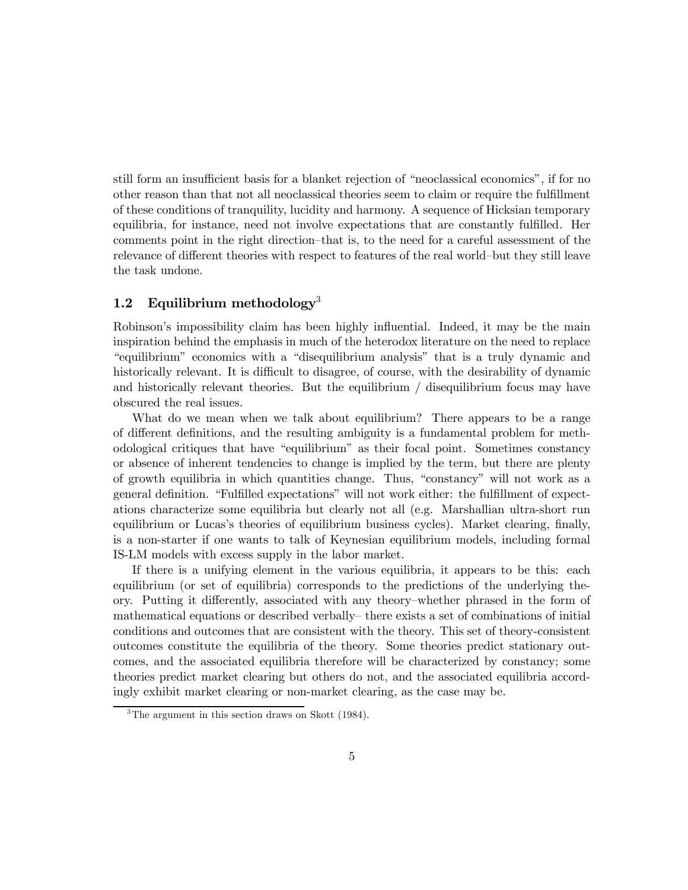still form an insufficient basis for a blanket rejection of "neoclassical economics", if for no other reason than that not all neoclassical theories seem to claim or require the fulfillment of these conditions of tranquility, lucidity and harmony. A sequence of Hicksian temporary equilibria, for instance, need not involve expectations that are constantly fulfilled. Her comments point in the right direction–that is, to the need for a careful assessment of the relevance of different theories with respect to features of the real world–but they still leave the task undone.

## 1.2 Equilibrium methodology[3]

Robinson's impossibility claim has been highly influential. Indeed, it may be the main inspiration behind the emphasis in much of the heterodox literature on the need to replace "equilibrium" economics with a "disequilibrium analysis" that is a truly dynamic and historically relevant. It is difficult to disagree, of course, with the desirability of dynamic and historically relevant theories. But the equilibrium / disequilibrium focus may have obscured the real issues.

What do we mean when we talk about equilibrium? There appears to be a range of different definitions, and the resulting ambiguity is a fundamental problem for methodological critiques that have "equilibrium" as their focal point. Sometimes constancy or absence of inherent tendencies to change is implied by the term, but there are plenty of growth equilibria in which quantities change. Thus, "constancy" will not work as a general definition. "Fulfilled expectations" will not work either: the fulfillment of expectations characterize some equilibria but clearly not all (e.g. Marshallian ultra-short run equilibrium or Lucas's theories of equilibrium business cycles). Market clearing, finally, is a non-starter if one wants to talk of Keynesian equilibrium models, including formal IS-LM models with excess supply in the labor market.

If there is a unifying element in the various equilibria, it appears to be this: each equilibrium (or set of equilibria) corresponds to the predictions of the underlying theory. Putting it differently, associated with any theory–whether phrased in the form of mathematical equations or described verbally– there exists a set of combinations of initial conditions and outcomes that are consistent with the theory. This set of theory-consistent outcomes constitute the equilibria of the theory. Some theories predict stationary outcomes, and the associated equilibria therefore will be characterized by constancy; some theories predict market clearing but others do not, and the associated equilibria accordingly exhibit market clearing or non-market clearing, as the case may be.

[3] The argument in this section draws on Skott (1984).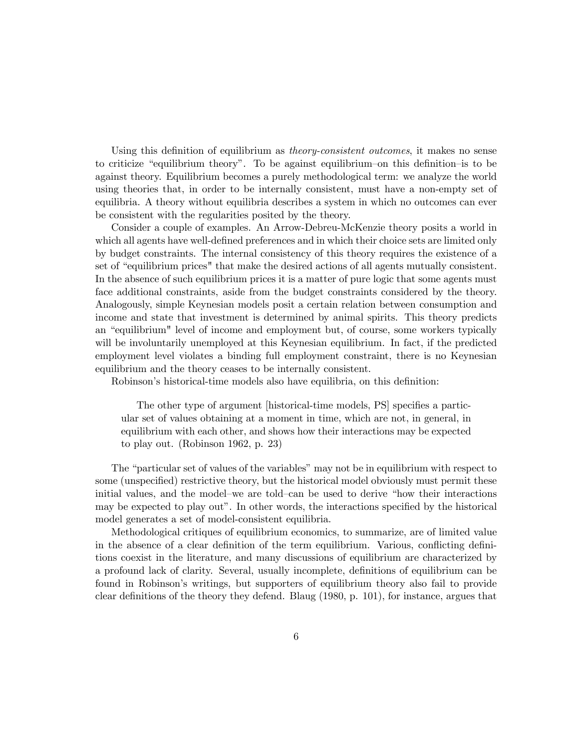Using this definition of equilibrium as *theory-consistent outcomes*, it makes no sense to criticize "equilibrium theory". To be against equilibrium–on this definition–is to be against theory. Equilibrium becomes a purely methodological term: we analyze the world using theories that, in order to be internally consistent, must have a non-empty set of equilibria. A theory without equilibria describes a system in which no outcomes can ever be consistent with the regularities posited by the theory.

Consider a couple of examples. An Arrow-Debreu-McKenzie theory posits a world in which all agents have well-defined preferences and in which their choice sets are limited only by budget constraints. The internal consistency of this theory requires the existence of a set of "equilibrium prices" that make the desired actions of all agents mutually consistent. In the absence of such equilibrium prices it is a matter of pure logic that some agents must face additional constraints, aside from the budget constraints considered by the theory. Analogously, simple Keynesian models posit a certain relation between consumption and income and state that investment is determined by animal spirits. This theory predicts an "equilibrium" level of income and employment but, of course, some workers typically will be involuntarily unemployed at this Keynesian equilibrium. In fact, if the predicted employment level violates a binding full employment constraint, there is no Keynesian equilibrium and the theory ceases to be internally consistent.

Robinson's historical-time models also have equilibria, on this definition:

> The other type of argument [historical-time models, PS] specifies a particular set of values obtaining at a moment in time, which are not, in general, in equilibrium with each other, and shows how their interactions may be expected to play out. (Robinson 1962, p. 23)

The "particular set of values of the variables" may not be in equilibrium with respect to some (unspecified) restrictive theory, but the historical model obviously must permit these initial values, and the model–we are told–can be used to derive "how their interactions may be expected to play out". In other words, the interactions specified by the historical model generates a set of model-consistent equilibria.

Methodological critiques of equilibrium economics, to summarize, are of limited value in the absence of a clear definition of the term equilibrium. Various, conflicting definitions coexist in the literature, and many discussions of equilibrium are characterized by a profound lack of clarity. Several, usually incomplete, definitions of equilibrium can be found in Robinson's writings, but supporters of equilibrium theory also fail to provide clear definitions of the theory they defend. Blaug (1980, p. 101), for instance, argues that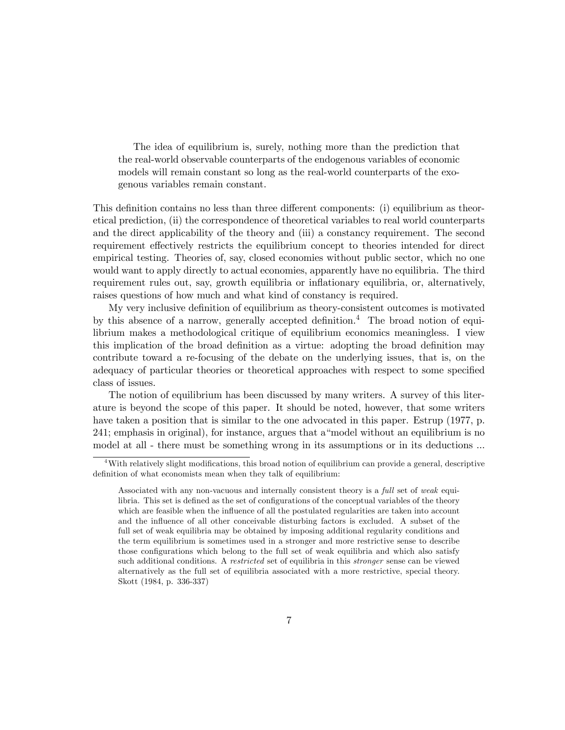> The idea of equilibrium is, surely, nothing more than the prediction that the real-world observable counterparts of the endogenous variables of economic models will remain constant so long as the real-world counterparts of the exogenous variables remain constant.

This definition contains no less than three different components: (i) equilibrium as theoretical prediction, (ii) the correspondence of theoretical variables to real world counterparts and the direct applicability of the theory and (iii) a constancy requirement. The second requirement effectively restricts the equilibrium concept to theories intended for direct empirical testing. Theories of, say, closed economies without public sector, which no one would want to apply directly to actual economies, apparently have no equilibria. The third requirement rules out, say, growth equilibria or inflationary equilibria, or, alternatively, raises questions of how much and what kind of constancy is required.

My very inclusive definition of equilibrium as theory-consistent outcomes is motivated by this absence of a narrow, generally accepted definition.[4] The broad notion of equilibrium makes a methodological critique of equilibrium economics meaningless. I view this implication of the broad definition as a virtue: adopting the broad definition may contribute toward a re-focusing of the debate on the underlying issues, that is, on the adequacy of particular theories or theoretical approaches with respect to some specified class of issues.

The notion of equilibrium has been discussed by many writers. A survey of this literature is beyond the scope of this paper. It should be noted, however, that some writers have taken a position that is similar to the one advocated in this paper. Estrup (1977, p. 241; emphasis in original), for instance, argues that a "model without an equilibrium is no model at all - there must be something wrong in its assumptions or in its deductions ...

---

[4] With relatively slight modifications, this broad notion of equilibrium can provide a general, descriptive definition of what economists mean when they talk of equilibrium:

> Associated with any non-vacuous and internally consistent theory is a *full* set of *weak* equilibria. This set is defined as the set of configurations of the conceptual variables of the theory which are feasible when the influence of all the postulated regularities are taken into account and the influence of all other conceivable disturbing factors is excluded. A subset of the full set of weak equilibria may be obtained by imposing additional regularity conditions and the term equilibrium is sometimes used in a stronger and more restrictive sense to describe those configurations which belong to the full set of weak equilibria and which also satisfy such additional conditions. A *restricted* set of equilibria in this *stronger* sense can be viewed alternatively as the full set of equilibria associated with a more restrictive, special theory. Skott (1984, p. 336-337)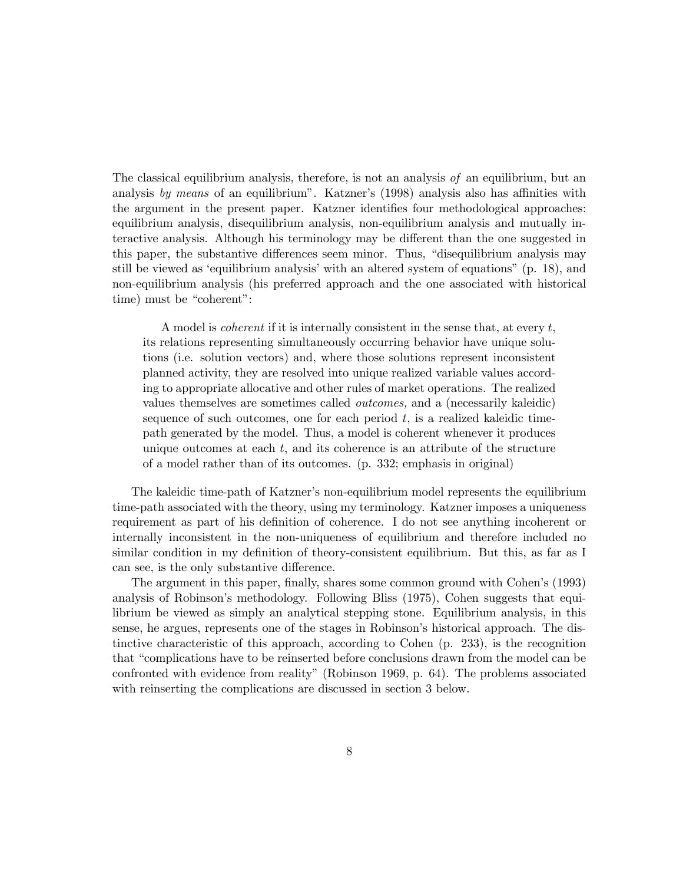The classical equilibrium analysis, therefore, is not an analysis *of* an equilibrium, but an analysis *by means* of an equilibrium". Katzner's (1998) analysis also has affinities with the argument in the present paper. Katzner identifies four methodological approaches: equilibrium analysis, disequilibrium analysis, non-equilibrium analysis and mutually interactive analysis. Although his terminology may be different than the one suggested in this paper, the substantive differences seem minor. Thus, "disequilibrium analysis may still be viewed as 'equilibrium analysis' with an altered system of equations" (p. 18), and non-equilibrium analysis (his preferred approach and the one associated with historical time) must be "coherent":

> A model is *coherent* if it is internally consistent in the sense that, at every $t$, its relations representing simultaneously occurring behavior have unique solutions (i.e. solution vectors) and, where those solutions represent inconsistent planned activity, they are resolved into unique realized variable values according to appropriate allocative and other rules of market operations. The realized values themselves are sometimes called *outcomes,* and a (necessarily kaleidic) sequence of such outcomes, one for each period $t$, is a realized kaleidic time-path generated by the model. Thus, a model is coherent whenever it produces unique outcomes at each $t$, and its coherence is an attribute of the structure of a model rather than of its outcomes. (p. 332; emphasis in original)

The kaleidic time-path of Katzner's non-equilibrium model represents the equilibrium time-path associated with the theory, using my terminology. Katzner imposes a uniqueness requirement as part of his definition of coherence. I do not see anything incoherent or internally inconsistent in the non-uniqueness of equilibrium and therefore included no similar condition in my definition of theory-consistent equilibrium. But this, as far as I can see, is the only substantive difference.

The argument in this paper, finally, shares some common ground with Cohen's (1993) analysis of Robinson's methodology. Following Bliss (1975), Cohen suggests that equilibrium be viewed as simply an analytical stepping stone. Equilibrium analysis, in this sense, he argues, represents one of the stages in Robinson's historical approach. The distinctive characteristic of this approach, according to Cohen (p. 233), is the recognition that "complications have to be reinserted before conclusions drawn from the model can be confronted with evidence from reality" (Robinson 1969, p. 64). The problems associated with reinserting the complications are discussed in section 3 below.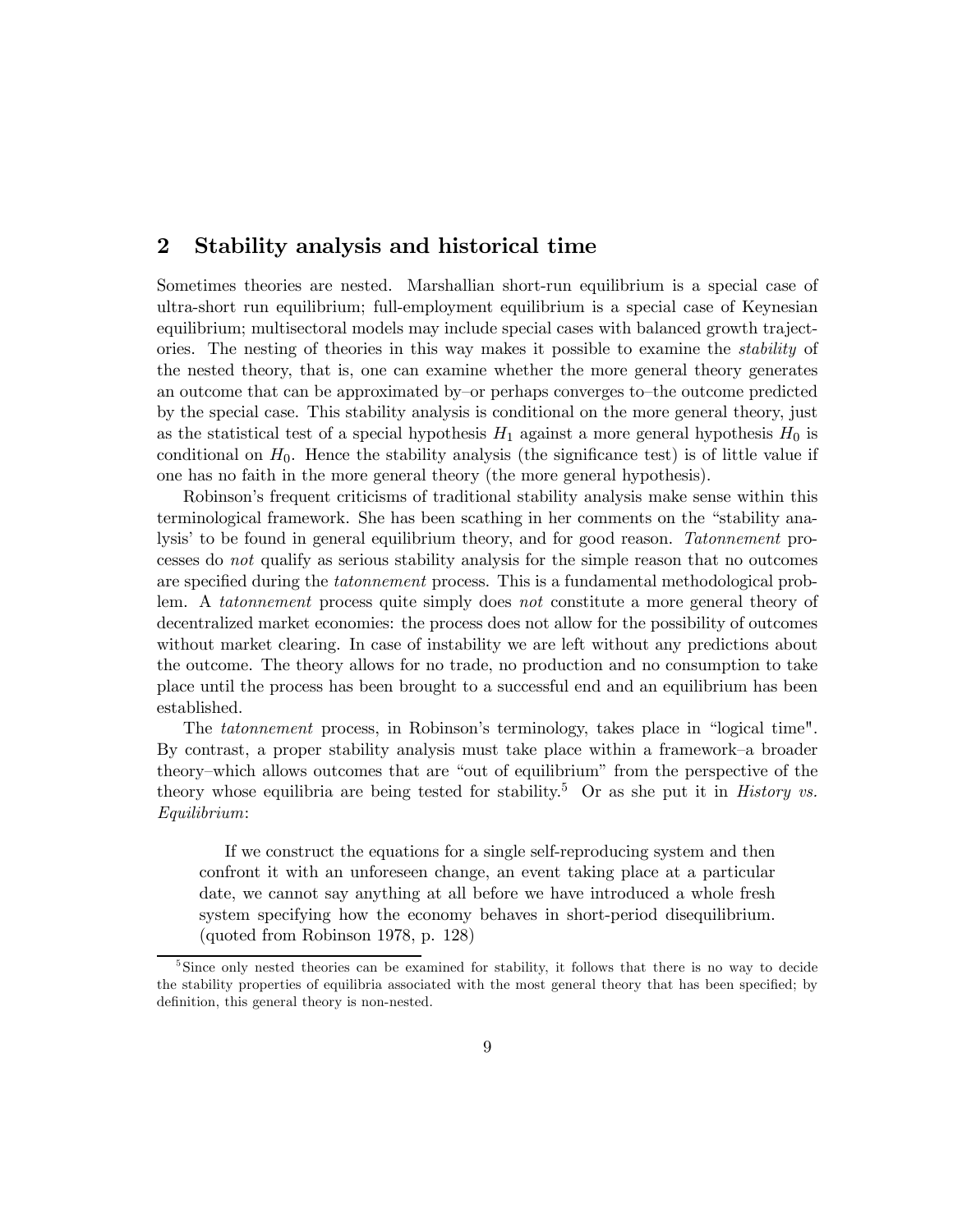## 2 Stability analysis and historical time

Sometimes theories are nested. Marshallian short-run equilibrium is a special case of ultra-short run equilibrium; full-employment equilibrium is a special case of Keynesian equilibrium; multisectoral models may include special cases with balanced growth trajectories. The nesting of theories in this way makes it possible to examine the *stability* of the nested theory, that is, one can examine whether the more general theory generates an outcome that can be approximated by–or perhaps converges to–the outcome predicted by the special case. This stability analysis is conditional on the more general theory, just as the statistical test of a special hypothesis $H_1$ against a more general hypothesis $H_0$ is conditional on $H_0$. Hence the stability analysis (the significance test) is of little value if one has no faith in the more general theory (the more general hypothesis).

Robinson's frequent criticisms of traditional stability analysis make sense within this terminological framework. She has been scathing in her comments on the "stability analysis' to be found in general equilibrium theory, and for good reason. *Tatonnement* processes do *not* qualify as serious stability analysis for the simple reason that no outcomes are specified during the *tatonnement* process. This is a fundamental methodological problem. A *tatonnement* process quite simply does *not* constitute a more general theory of decentralized market economies: the process does not allow for the possibility of outcomes without market clearing. In case of instability we are left without any predictions about the outcome. The theory allows for no trade, no production and no consumption to take place until the process has been brought to a successful end and an equilibrium has been established.

The *tatonnement* process, in Robinson's terminology, takes place in "logical time". By contrast, a proper stability analysis must take place within a framework–a broader theory–which allows outcomes that are "out of equilibrium" from the perspective of the theory whose equilibria are being tested for stability.[5] Or as she put it in *History vs. Equilibrium*:

> If we construct the equations for a single self-reproducing system and then confront it with an unforeseen change, an event taking place at a particular date, we cannot say anything at all before we have introduced a whole fresh system specifying how the economy behaves in short-period disequilibrium. (quoted from Robinson 1978, p. 128)

[5] Since only nested theories can be examined for stability, it follows that there is no way to decide the stability properties of equilibria associated with the most general theory that has been specified; by definition, this general theory is non-nested.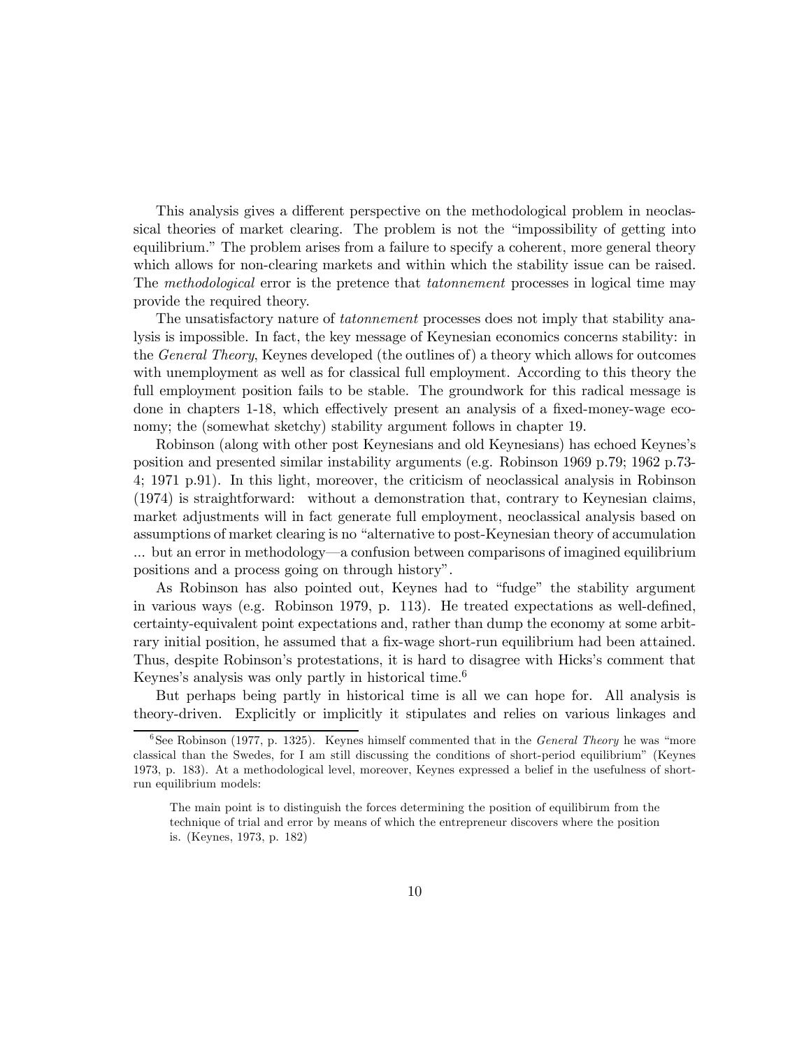This analysis gives a different perspective on the methodological problem in neoclassical theories of market clearing. The problem is not the "impossibility of getting into equilibrium." The problem arises from a failure to specify a coherent, more general theory which allows for non-clearing markets and within which the stability issue can be raised. The *methodological* error is the pretence that *tatonnement* processes in logical time may provide the required theory.

The unsatisfactory nature of *tatonnement* processes does not imply that stability analysis is impossible. In fact, the key message of Keynesian economics concerns stability: in the *General Theory*, Keynes developed (the outlines of) a theory which allows for outcomes with unemployment as well as for classical full employment. According to this theory the full employment position fails to be stable. The groundwork for this radical message is done in chapters 1-18, which effectively present an analysis of a fixed-money-wage economy; the (somewhat sketchy) stability argument follows in chapter 19.

Robinson (along with other post Keynesians and old Keynesians) has echoed Keynes's position and presented similar instability arguments (e.g. Robinson 1969 p.79; 1962 p.73-4; 1971 p.91). In this light, moreover, the criticism of neoclassical analysis in Robinson (1974) is straightforward: without a demonstration that, contrary to Keynesian claims, market adjustments will in fact generate full employment, neoclassical analysis based on assumptions of market clearing is no "alternative to post-Keynesian theory of accumulation ... but an error in methodology—a confusion between comparisons of imagined equilibrium positions and a process going on through history".

As Robinson has also pointed out, Keynes had to "fudge" the stability argument in various ways (e.g. Robinson 1979, p. 113). He treated expectations as well-defined, certainty-equivalent point expectations and, rather than dump the economy at some arbitrary initial position, he assumed that a fix-wage short-run equilibrium had been attained. Thus, despite Robinson's protestations, it is hard to disagree with Hicks's comment that Keynes's analysis was only partly in historical time.[6]

But perhaps being partly in historical time is all we can hope for. All analysis is theory-driven. Explicitly or implicitly it stipulates and relies on various linkages and

---

[6] See Robinson (1977, p. 1325). Keynes himself commented that in the *General Theory* he was "more classical than the Swedes, for I am still discussing the conditions of short-period equilibrium" (Keynes 1973, p. 183). At a methodological level, moreover, Keynes expressed a belief in the usefulness of short-run equilibrium models:

> The main point is to distinguish the forces determining the position of equilibirum from the technique of trial and error by means of which the entrepreneur discovers where the position is. (Keynes, 1973, p. 182)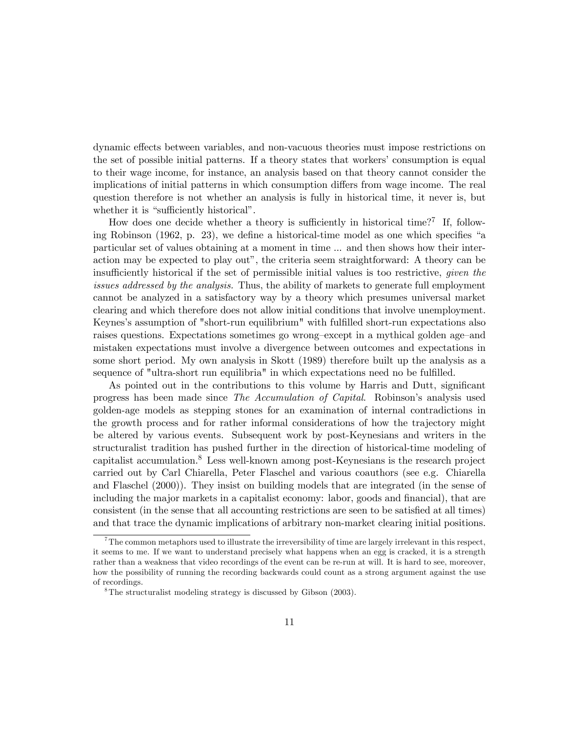dynamic effects between variables, and non-vacuous theories must impose restrictions on the set of possible initial patterns. If a theory states that workers' consumption is equal to their wage income, for instance, an analysis based on that theory cannot consider the implications of initial patterns in which consumption differs from wage income. The real question therefore is not whether an analysis is fully in historical time, it never is, but whether it is "sufficiently historical".

How does one decide whether a theory is sufficiently in historical time?[7] If, following Robinson (1962, p. 23), we define a historical-time model as one which specifies "a particular set of values obtaining at a moment in time ... and then shows how their interaction may be expected to play out", the criteria seem straightforward: A theory can be insufficiently historical if the set of permissible initial values is too restrictive, *given the issues addressed by the analysis*. Thus, the ability of markets to generate full employment cannot be analyzed in a satisfactory way by a theory which presumes universal market clearing and which therefore does not allow initial conditions that involve unemployment. Keynes's assumption of "short-run equilibrium" with fulfilled short-run expectations also raises questions. Expectations sometimes go wrong–except in a mythical golden age–and mistaken expectations must involve a divergence between outcomes and expectations in some short period. My own analysis in Skott (1989) therefore built up the analysis as a sequence of "ultra-short run equilibria" in which expectations need no be fulfilled.

As pointed out in the contributions to this volume by Harris and Dutt, significant progress has been made since *The Accumulation of Capital*. Robinson's analysis used golden-age models as stepping stones for an examination of internal contradictions in the growth process and for rather informal considerations of how the trajectory might be altered by various events. Subsequent work by post-Keynesians and writers in the structuralist tradition has pushed further in the direction of historical-time modeling of capitalist accumulation.[8] Less well-known among post-Keynesians is the research project carried out by Carl Chiarella, Peter Flaschel and various coauthors (see e.g. Chiarella and Flaschel (2000)). They insist on building models that are integrated (in the sense of including the major markets in a capitalist economy: labor, goods and financial), that are consistent (in the sense that all accounting restrictions are seen to be satisfied at all times) and that trace the dynamic implications of arbitrary non-market clearing initial positions.

[7] The common metaphors used to illustrate the irreversibility of time are largely irrelevant in this respect, it seems to me. If we want to understand precisely what happens when an egg is cracked, it is a strength rather than a weakness that video recordings of the event can be re-run at will. It is hard to see, moreover, how the possibility of running the recording backwards could count as a strong argument against the use of recordings.

[8] The structuralist modeling strategy is discussed by Gibson (2003).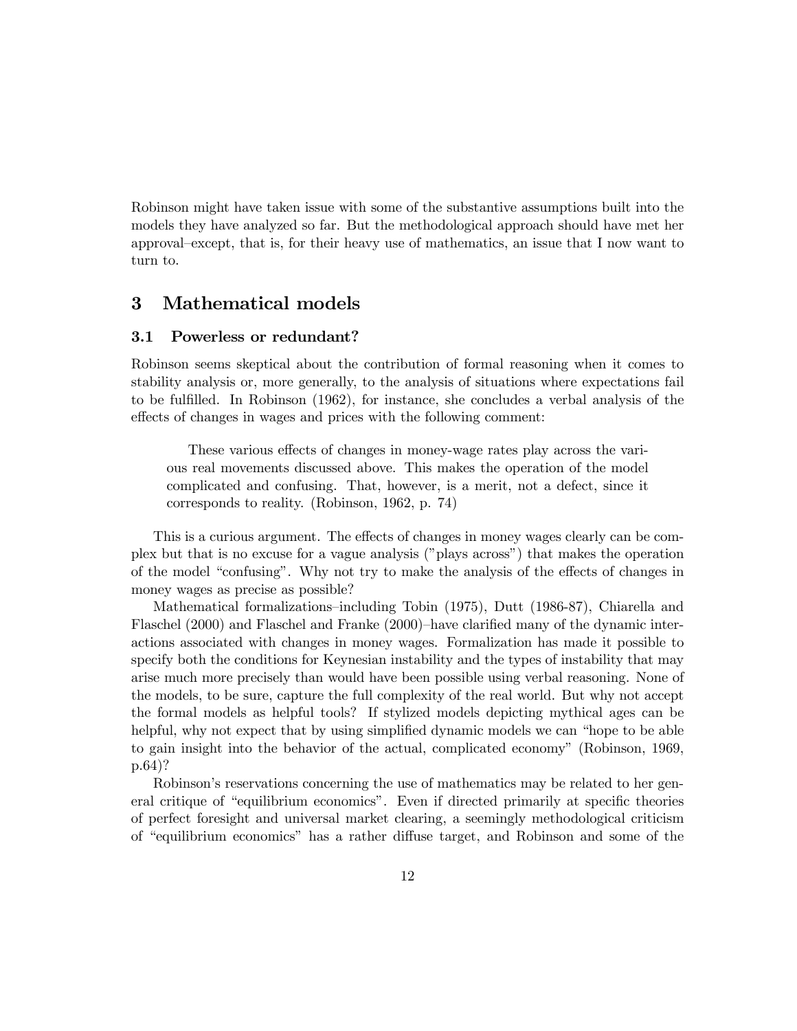Robinson might have taken issue with some of the substantive assumptions built into the models they have analyzed so far. But the methodological approach should have met her approval–except, that is, for their heavy use of mathematics, an issue that I now want to turn to.

## 3 Mathematical models

### 3.1 Powerless or redundant?

Robinson seems skeptical about the contribution of formal reasoning when it comes to stability analysis or, more generally, to the analysis of situations where expectations fail to be fulfilled. In Robinson (1962), for instance, she concludes a verbal analysis of the effects of changes in wages and prices with the following comment:

> These various effects of changes in money-wage rates play across the various real movements discussed above. This makes the operation of the model complicated and confusing. That, however, is a merit, not a defect, since it corresponds to reality. (Robinson, 1962, p. 74)

This is a curious argument. The effects of changes in money wages clearly can be complex but that is no excuse for a vague analysis ("plays across") that makes the operation of the model "confusing". Why not try to make the analysis of the effects of changes in money wages as precise as possible?

Mathematical formalizations–including Tobin (1975), Dutt (1986-87), Chiarella and Flaschel (2000) and Flaschel and Franke (2000)–have clarified many of the dynamic interactions associated with changes in money wages. Formalization has made it possible to specify both the conditions for Keynesian instability and the types of instability that may arise much more precisely than would have been possible using verbal reasoning. None of the models, to be sure, capture the full complexity of the real world. But why not accept the formal models as helpful tools? If stylized models depicting mythical ages can be helpful, why not expect that by using simplified dynamic models we can "hope to be able to gain insight into the behavior of the actual, complicated economy" (Robinson, 1969, p.64)?

Robinson's reservations concerning the use of mathematics may be related to her general critique of "equilibrium economics". Even if directed primarily at specific theories of perfect foresight and universal market clearing, a seemingly methodological criticism of "equilibrium economics" has a rather diffuse target, and Robinson and some of the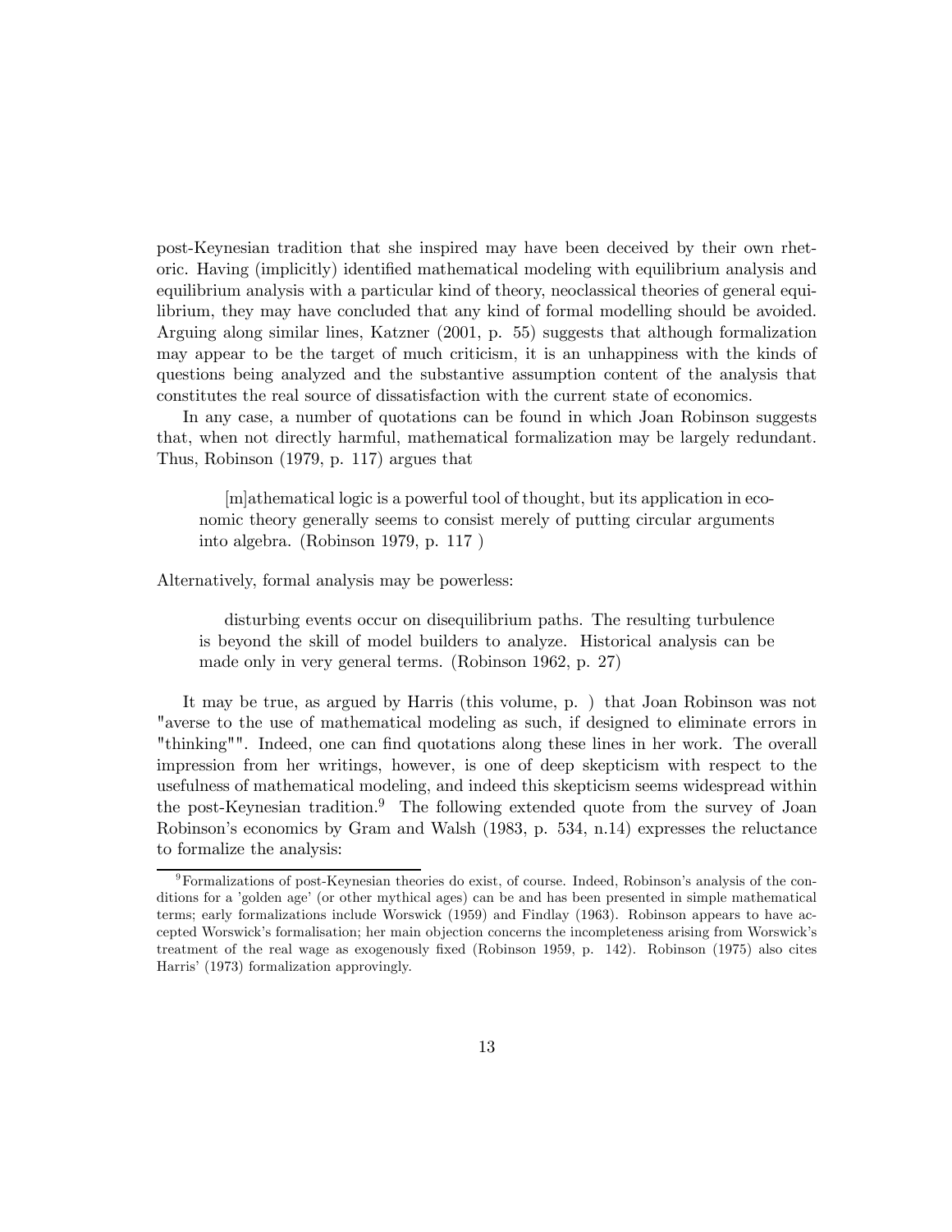post-Keynesian tradition that she inspired may have been deceived by their own rhetoric. Having (implicitly) identified mathematical modeling with equilibrium analysis and equilibrium analysis with a particular kind of theory, neoclassical theories of general equilibrium, they may have concluded that any kind of formal modelling should be avoided. Arguing along similar lines, Katzner (2001, p. 55) suggests that although formalization may appear to be the target of much criticism, it is an unhappiness with the kinds of questions being analyzed and the substantive assumption content of the analysis that constitutes the real source of dissatisfaction with the current state of economics.

In any case, a number of quotations can be found in which Joan Robinson suggests that, when not directly harmful, mathematical formalization may be largely redundant. Thus, Robinson (1979, p. 117) argues that

> [m]athematical logic is a powerful tool of thought, but its application in economic theory generally seems to consist merely of putting circular arguments into algebra. (Robinson 1979, p. 117 )

Alternatively, formal analysis may be powerless:

> disturbing events occur on disequilibrium paths. The resulting turbulence is beyond the skill of model builders to analyze. Historical analysis can be made only in very general terms. (Robinson 1962, p. 27)

It may be true, as argued by Harris (this volume, p. ) that Joan Robinson was not "averse to the use of mathematical modeling as such, if designed to eliminate errors in "thinking"". Indeed, one can find quotations along these lines in her work. The overall impression from her writings, however, is one of deep skepticism with respect to the usefulness of mathematical modeling, and indeed this skepticism seems widespread within the post-Keynesian tradition.[9] The following extended quote from the survey of Joan Robinson's economics by Gram and Walsh (1983, p. 534, n.14) expresses the reluctance to formalize the analysis:

[9] Formalizations of post-Keynesian theories do exist, of course. Indeed, Robinson's analysis of the conditions for a 'golden age' (or other mythical ages) can be and has been presented in simple mathematical terms; early formalizations include Worswick (1959) and Findlay (1963). Robinson appears to have accepted Worswick's formalisation; her main objection concerns the incompleteness arising from Worswick's treatment of the real wage as exogenously fixed (Robinson 1959, p. 142). Robinson (1975) also cites Harris' (1973) formalization approvingly.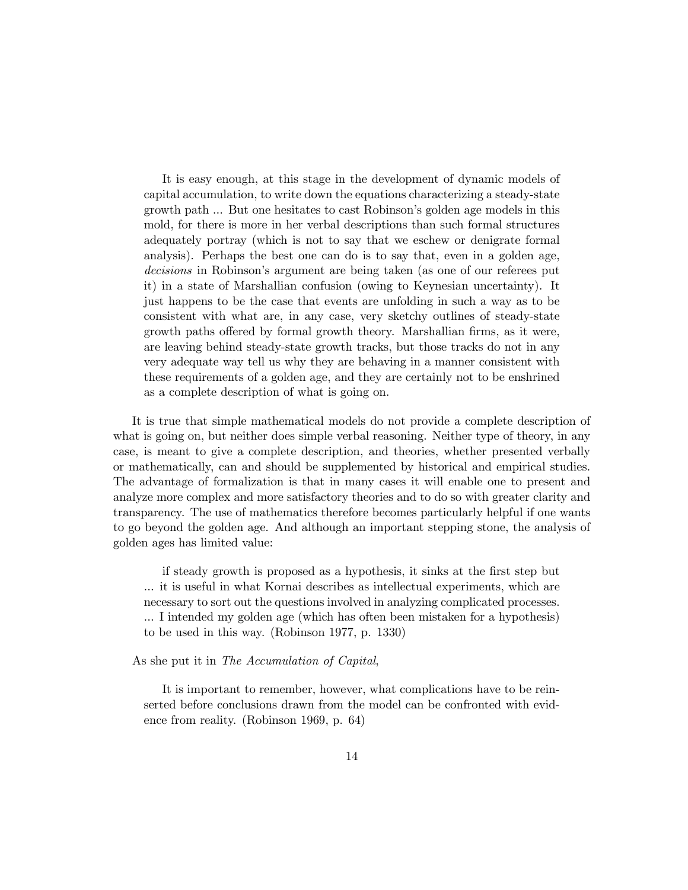> It is easy enough, at this stage in the development of dynamic models of capital accumulation, to write down the equations characterizing a steady-state growth path ... But one hesitates to cast Robinson's golden age models in this mold, for there is more in her verbal descriptions than such formal structures adequately portray (which is not to say that we eschew or denigrate formal analysis). Perhaps the best one can do is to say that, even in a golden age, *decisions* in Robinson's argument are being taken (as one of our referees put it) in a state of Marshallian confusion (owing to Keynesian uncertainty). It just happens to be the case that events are unfolding in such a way as to be consistent with what are, in any case, very sketchy outlines of steady-state growth paths offered by formal growth theory. Marshallian firms, as it were, are leaving behind steady-state growth tracks, but those tracks do not in any very adequate way tell us why they are behaving in a manner consistent with these requirements of a golden age, and they are certainly not to be enshrined as a complete description of what is going on.

It is true that simple mathematical models do not provide a complete description of what is going on, but neither does simple verbal reasoning. Neither type of theory, in any case, is meant to give a complete description, and theories, whether presented verbally or mathematically, can and should be supplemented by historical and empirical studies. The advantage of formalization is that in many cases it will enable one to present and analyze more complex and more satisfactory theories and to do so with greater clarity and transparency. The use of mathematics therefore becomes particularly helpful if one wants to go beyond the golden age. And although an important stepping stone, the analysis of golden ages has limited value:

> if steady growth is proposed as a hypothesis, it sinks at the first step but ... it is useful in what Kornai describes as intellectual experiments, which are necessary to sort out the questions involved in analyzing complicated processes. ... I intended my golden age (which has often been mistaken for a hypothesis) to be used in this way. (Robinson 1977, p. 1330)

As she put it in *The Accumulation of Capital*,

> It is important to remember, however, what complications have to be reinserted before conclusions drawn from the model can be confronted with evidence from reality. (Robinson 1969, p. 64)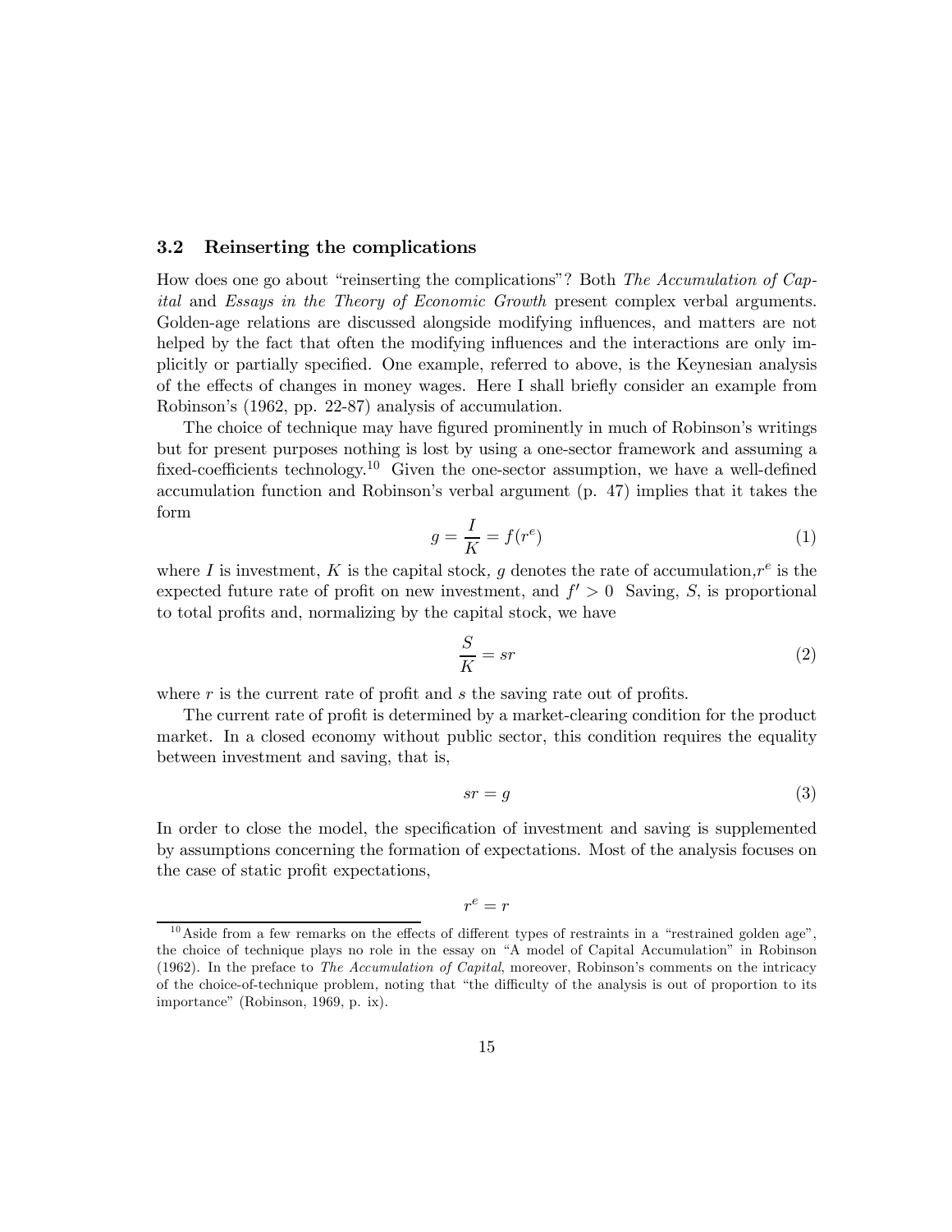### 3.2 Reinserting the complications

How does one go about "reinserting the complications"? Both *The Accumulation of Capital* and *Essays in the Theory of Economic Growth* present complex verbal arguments. Golden-age relations are discussed alongside modifying influences, and matters are not helped by the fact that often the modifying influences and the interactions are only implicitly or partially specified. One example, referred to above, is the Keynesian analysis of the effects of changes in money wages. Here I shall briefly consider an example from Robinson's (1962, pp. 22-87) analysis of accumulation.

The choice of technique may have figured prominently in much of Robinson's writings but for present purposes nothing is lost by using a one-sector framework and assuming a fixed-coefficients technology.[10] Given the one-sector assumption, we have a well-defined accumulation function and Robinson's verbal argument (p. 47) implies that it takes the form

$$g = \frac{I}{K} = f(r^e) \tag{1}$$

where $I$ is investment, $K$ is the capital stock, $g$ denotes the rate of accumulation, $r^e$ is the expected future rate of profit on new investment, and $f' > 0$ Saving, $S$, is proportional to total profits and, normalizing by the capital stock, we have

$$\frac{S}{K} = sr \tag{2}$$

where $r$ is the current rate of profit and $s$ the saving rate out of profits.

The current rate of profit is determined by a market-clearing condition for the product market. In a closed economy without public sector, this condition requires the equality between investment and saving, that is,

$$sr = g \tag{3}$$

In order to close the model, the specification of investment and saving is supplemented by assumptions concerning the formation of expectations. Most of the analysis focuses on the case of static profit expectations,

$$r^e = r$$

[10] Aside from a few remarks on the effects of different types of restraints in a "restrained golden age", the choice of technique plays no role in the essay on "A model of Capital Accumulation" in Robinson (1962). In the preface to *The Accumulation of Capital*, moreover, Robinson's comments on the intricacy of the choice-of-technique problem, noting that "the difficulty of the analysis is out of proportion to its importance" (Robinson, 1969, p. ix).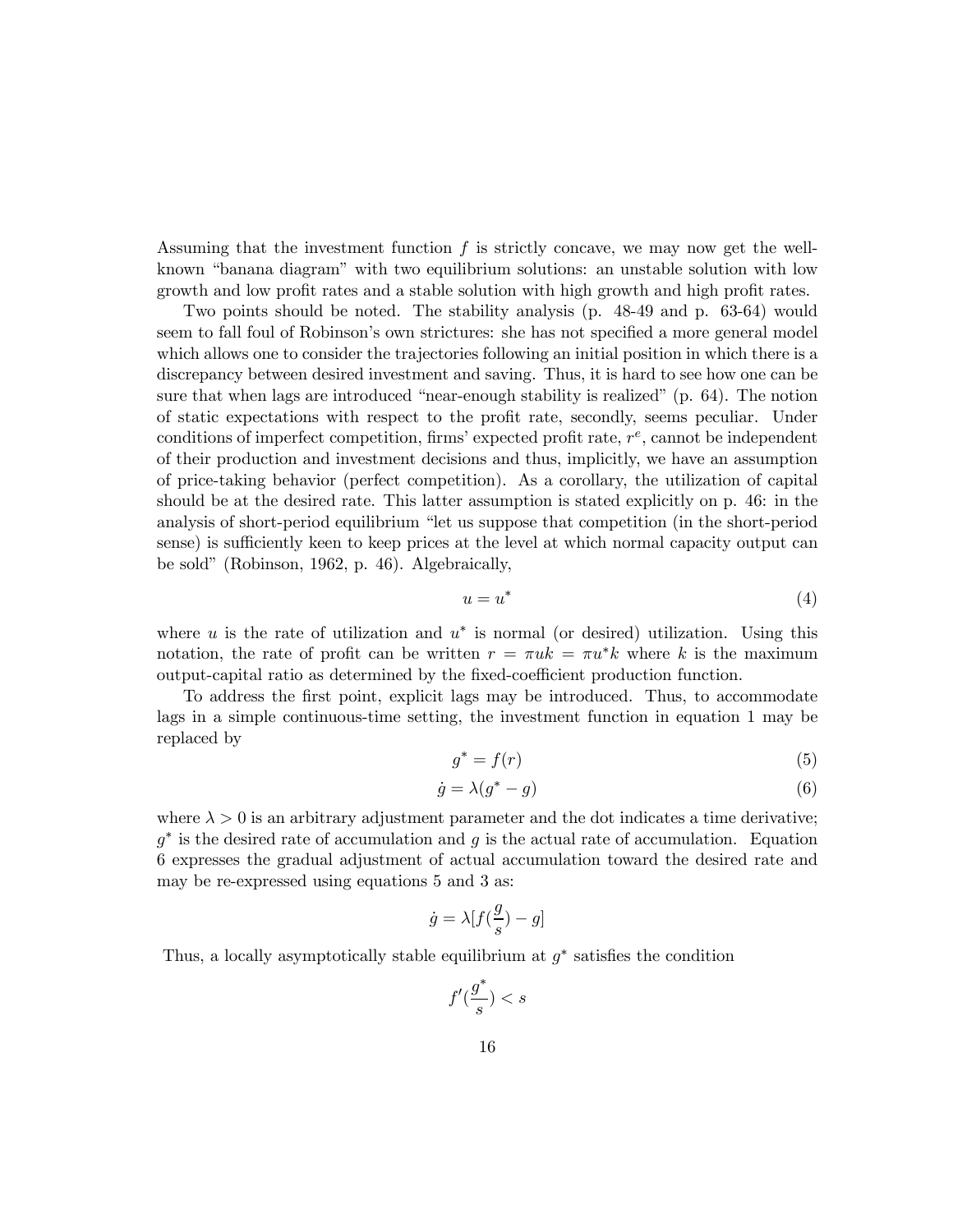Assuming that the investment function $f$ is strictly concave, we may now get the well-known "banana diagram" with two equilibrium solutions: an unstable solution with low growth and low profit rates and a stable solution with high growth and high profit rates.

Two points should be noted. The stability analysis (p. 48-49 and p. 63-64) would seem to fall foul of Robinson's own strictures: she has not specified a more general model which allows one to consider the trajectories following an initial position in which there is a discrepancy between desired investment and saving. Thus, it is hard to see how one can be sure that when lags are introduced "near-enough stability is realized" (p. 64). The notion of static expectations with respect to the profit rate, secondly, seems peculiar. Under conditions of imperfect competition, firms' expected profit rate, $r^e$, cannot be independent of their production and investment decisions and thus, implicitly, we have an assumption of price-taking behavior (perfect competition). As a corollary, the utilization of capital should be at the desired rate. This latter assumption is stated explicitly on p. 46: in the analysis of short-period equilibrium "let us suppose that competition (in the short-period sense) is sufficiently keen to keep prices at the level at which normal capacity output can be sold" (Robinson, 1962, p. 46). Algebraically,

$$u = u^* \tag{4}$$

where $u$ is the rate of utilization and $u^*$ is normal (or desired) utilization. Using this notation, the rate of profit can be written $r = \pi u k = \pi u^* k$ where $k$ is the maximum output-capital ratio as determined by the fixed-coefficient production function.

To address the first point, explicit lags may be introduced. Thus, to accommodate lags in a simple continuous-time setting, the investment function in equation 1 may be replaced by

$$g^* = f(r) \tag{5}$$

$$\dot{g} = \lambda(g^* - g) \tag{6}$$

where $\lambda > 0$ is an arbitrary adjustment parameter and the dot indicates a time derivative; $g^*$ is the desired rate of accumulation and $g$ is the actual rate of accumulation. Equation 6 expresses the gradual adjustment of actual accumulation toward the desired rate and may be re-expressed using equations 5 and 3 as:

$$\dot{g} = \lambda[f(\frac{g}{s}) - g]$$

Thus, a locally asymptotically stable equilibrium at $g^*$ satisfies the condition

$$f'(\frac{g^*}{s}) < s$$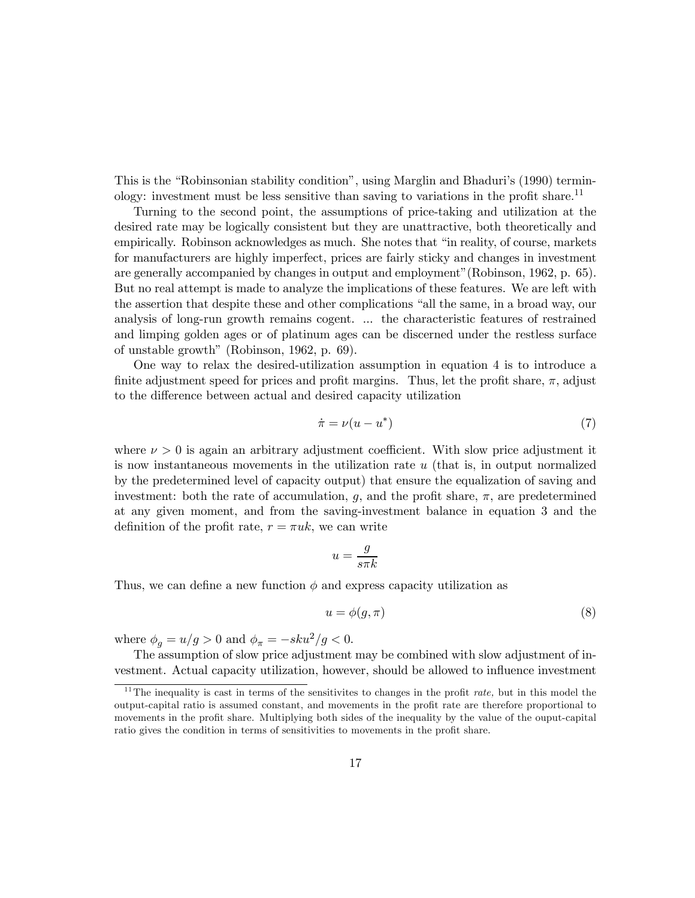This is the "Robinsonian stability condition", using Marglin and Bhaduri's (1990) terminology: investment must be less sensitive than saving to variations in the profit share.[11]

Turning to the second point, the assumptions of price-taking and utilization at the desired rate may be logically consistent but they are unattractive, both theoretically and empirically. Robinson acknowledges as much. She notes that "in reality, of course, markets for manufacturers are highly imperfect, prices are fairly sticky and changes in investment are generally accompanied by changes in output and employment"(Robinson, 1962, p. 65). But no real attempt is made to analyze the implications of these features. We are left with the assertion that despite these and other complications "all the same, in a broad way, our analysis of long-run growth remains cogent. ... the characteristic features of restrained and limping golden ages or of platinum ages can be discerned under the restless surface of unstable growth" (Robinson, 1962, p. 69).

One way to relax the desired-utilization assumption in equation 4 is to introduce a finite adjustment speed for prices and profit margins. Thus, let the profit share, $\pi$, adjust to the difference between actual and desired capacity utilization

$$\dot{\pi} = \nu(u - u^*) \tag{7}$$

where $\nu > 0$ is again an arbitrary adjustment coefficient. With slow price adjustment it is now instantaneous movements in the utilization rate $u$ (that is, in output normalized by the predetermined level of capacity output) that ensure the equalization of saving and investment: both the rate of accumulation, $g$, and the profit share, $\pi$, are predetermined at any given moment, and from the saving-investment balance in equation 3 and the definition of the profit rate, $r = \pi uk$, we can write

$$u = \frac{g}{s\pi k}$$

Thus, we can define a new function $\phi$ and express capacity utilization as

$$u = \phi(g, \pi) \tag{8}$$

where $\phi_g = u/g > 0$ and $\phi_\pi = -sku^2/g < 0$.

The assumption of slow price adjustment may be combined with slow adjustment of investment. Actual capacity utilization, however, should be allowed to influence investment

[11] The inequality is cast in terms of the sensitivites to changes in the profit *rate*, but in this model the output-capital ratio is assumed constant, and movements in the profit rate are therefore proportional to movements in the profit share. Multiplying both sides of the inequality by the value of the ouput-capital ratio gives the condition in terms of sensitivities to movements in the profit share.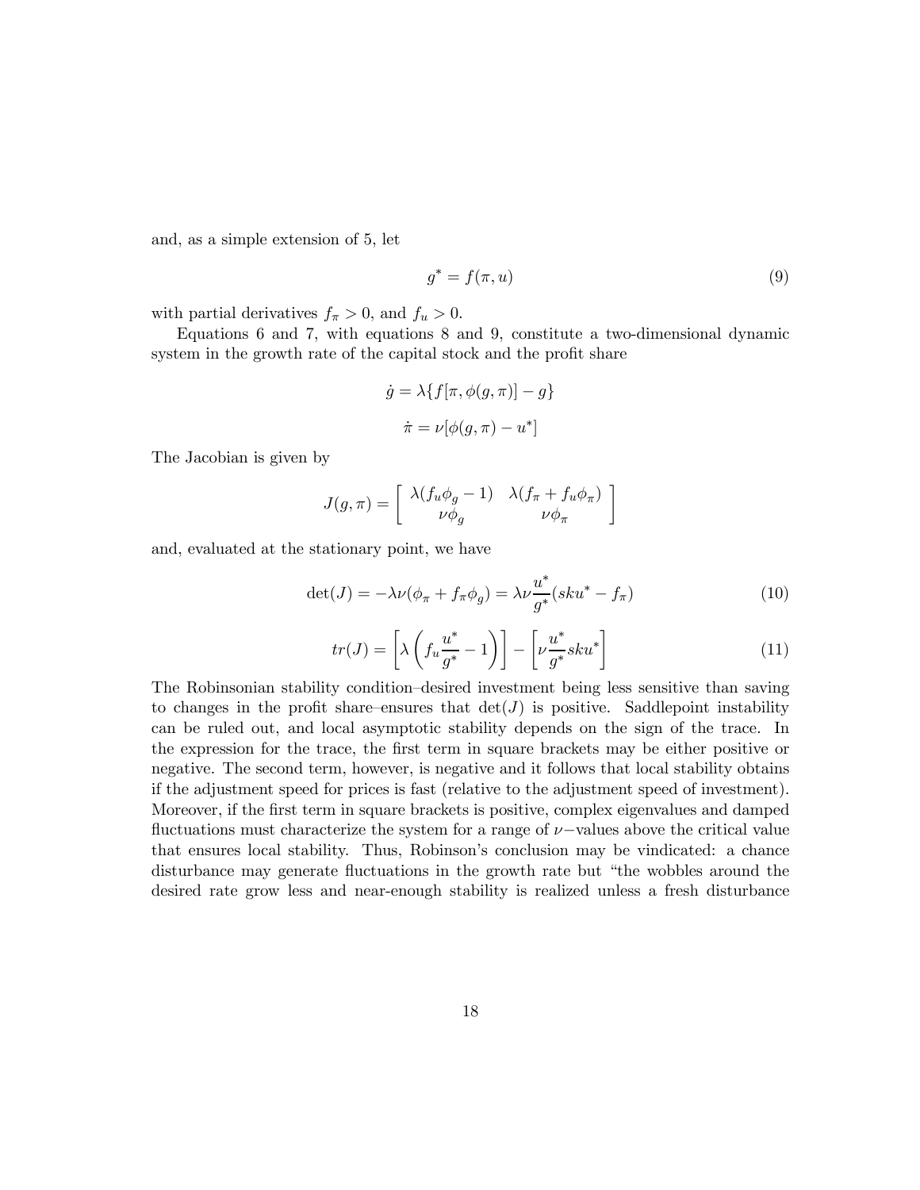and, as a simple extension of 5, let

$$g^* = f(\pi, u) \tag{9}$$

with partial derivatives $f_\pi > 0$, and $f_u > 0$.

Equations 6 and 7, with equations 8 and 9, constitute a two-dimensional dynamic system in the growth rate of the capital stock and the profit share

$$\dot{g} = \lambda\{f[\pi, \phi(g, \pi)] - g\}$$

$$\dot{\pi} = \nu[\phi(g, \pi) - u^*]$$

The Jacobian is given by

$$J(g, \pi) = \begin{bmatrix} \lambda(f_u\phi_g - 1) & \lambda(f_\pi + f_u\phi_\pi) \\ \nu\phi_g & \nu\phi_\pi \end{bmatrix}$$

and, evaluated at the stationary point, we have

$$\det(J) = -\lambda\nu(\phi_\pi + f_\pi\phi_g) = \lambda\nu\frac{u^*}{g^*}(sku^* - f_\pi) \tag{10}$$

$$tr(J) = \left[\lambda\left(f_u\frac{u^*}{g^*} - 1\right)\right] - \left[\nu\frac{u^*}{g^*}sku^*\right] \tag{11}$$

The Robinsonian stability condition–desired investment being less sensitive than saving to changes in the profit share–ensures that $\det(J)$ is positive. Saddlepoint instability can be ruled out, and local asymptotic stability depends on the sign of the trace. In the expression for the trace, the first term in square brackets may be either positive or negative. The second term, however, is negative and it follows that local stability obtains if the adjustment speed for prices is fast (relative to the adjustment speed of investment). Moreover, if the first term in square brackets is positive, complex eigenvalues and damped fluctuations must characterize the system for a range of $\nu-$values above the critical value that ensures local stability. Thus, Robinson's conclusion may be vindicated: a chance disturbance may generate fluctuations in the growth rate but "the wobbles around the desired rate grow less and near-enough stability is realized unless a fresh disturbance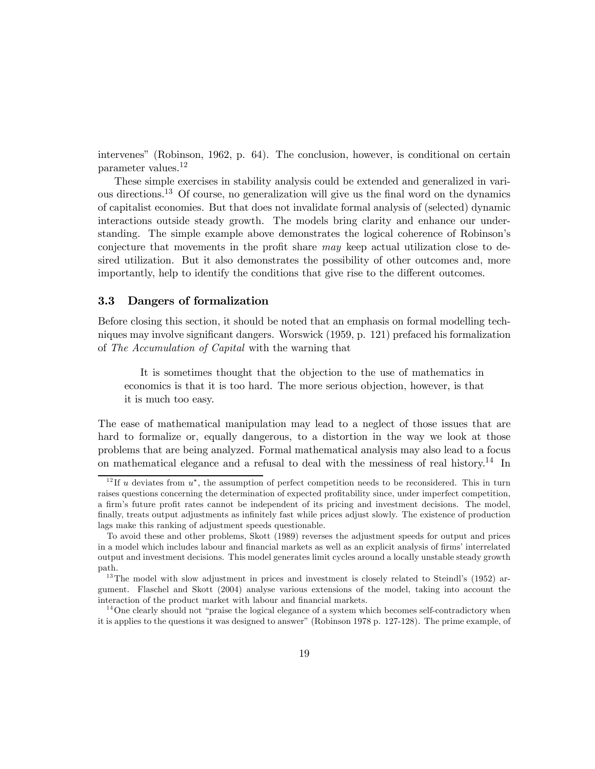intervenes" (Robinson, 1962, p. 64). The conclusion, however, is conditional on certain parameter values.[12]

These simple exercises in stability analysis could be extended and generalized in various directions.[13] Of course, no generalization will give us the final word on the dynamics of capitalist economies. But that does not invalidate formal analysis of (selected) dynamic interactions outside steady growth. The models bring clarity and enhance our understanding. The simple example above demonstrates the logical coherence of Robinson's conjecture that movements in the profit share *may* keep actual utilization close to desired utilization. But it also demonstrates the possibility of other outcomes and, more importantly, help to identify the conditions that give rise to the different outcomes.

### 3.3 Dangers of formalization

Before closing this section, it should be noted that an emphasis on formal modelling techniques may involve significant dangers. Worswick (1959, p. 121) prefaced his formalization of *The Accumulation of Capital* with the warning that

> It is sometimes thought that the objection to the use of mathematics in economics is that it is too hard. The more serious objection, however, is that it is much too easy.

The ease of mathematical manipulation may lead to a neglect of those issues that are hard to formalize or, equally dangerous, to a distortion in the way we look at those problems that are being analyzed. Formal mathematical analysis may also lead to a focus on mathematical elegance and a refusal to deal with the messiness of real history.[14] In

---

[12] If $u$ deviates from $u^*$, the assumption of perfect competition needs to be reconsidered. This in turn raises questions concerning the determination of expected profitability since, under imperfect competition, a firm's future profit rates cannot be independent of its pricing and investment decisions. The model, finally, treats output adjustments as infinitely fast while prices adjust slowly. The existence of production lags make this ranking of adjustment speeds questionable.

To avoid these and other problems, Skott (1989) reverses the adjustment speeds for output and prices in a model which includes labour and financial markets as well as an explicit analysis of firms' interrelated output and investment decisions. This model generates limit cycles around a locally unstable steady growth path.

[13] The model with slow adjustment in prices and investment is closely related to Steindl's (1952) argument. Flaschel and Skott (2004) analyse various extensions of the model, taking into account the interaction of the product market with labour and financial markets.

[14] One clearly should not "praise the logical elegance of a system which becomes self-contradictory when it is applies to the questions it was designed to answer" (Robinson 1978 p. 127-128). The prime example, of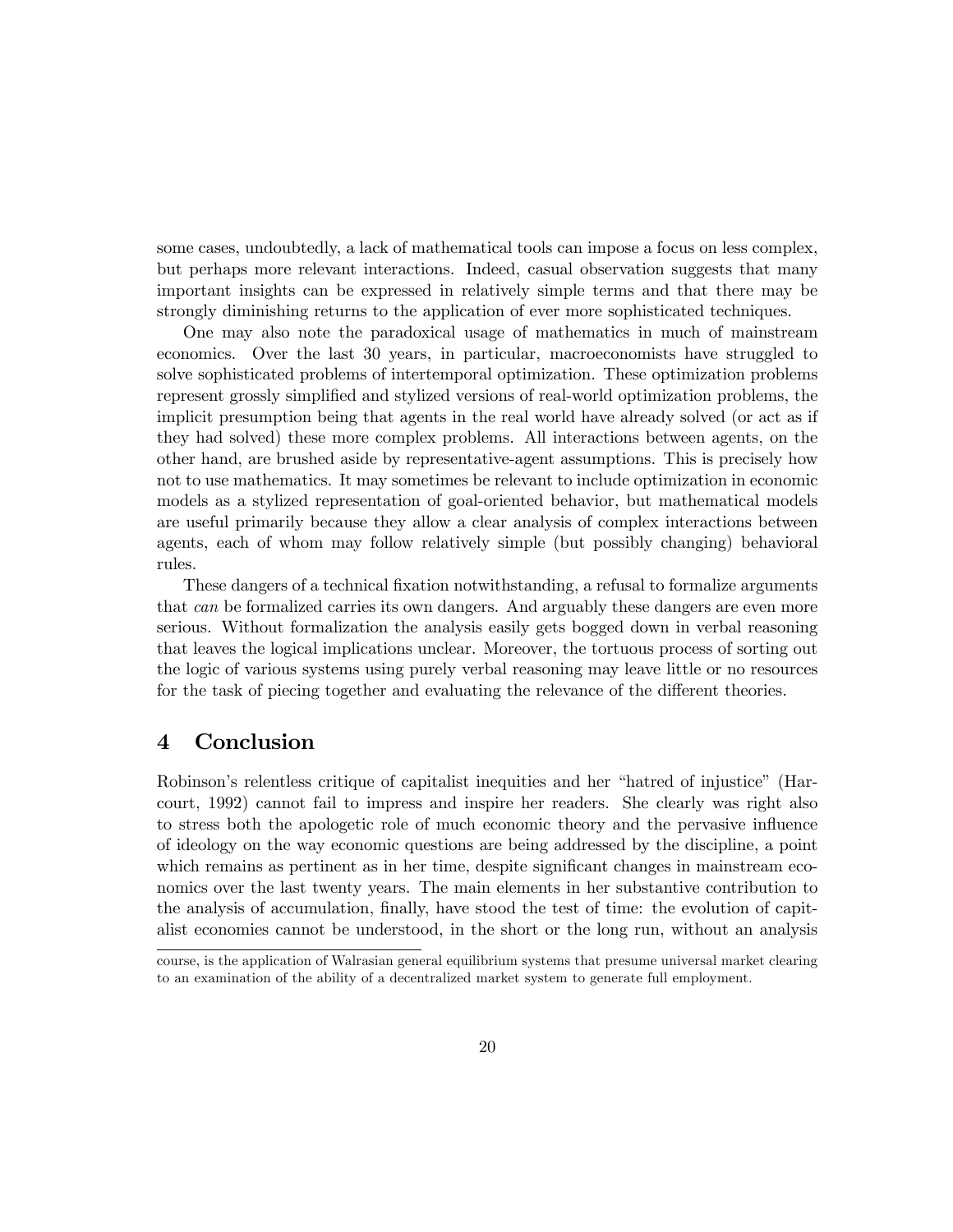some cases, undoubtedly, a lack of mathematical tools can impose a focus on less complex, but perhaps more relevant interactions. Indeed, casual observation suggests that many important insights can be expressed in relatively simple terms and that there may be strongly diminishing returns to the application of ever more sophisticated techniques.

One may also note the paradoxical usage of mathematics in much of mainstream economics. Over the last 30 years, in particular, macroeconomists have struggled to solve sophisticated problems of intertemporal optimization. These optimization problems represent grossly simplified and stylized versions of real-world optimization problems, the implicit presumption being that agents in the real world have already solved (or act as if they had solved) these more complex problems. All interactions between agents, on the other hand, are brushed aside by representative-agent assumptions. This is precisely how not to use mathematics. It may sometimes be relevant to include optimization in economic models as a stylized representation of goal-oriented behavior, but mathematical models are useful primarily because they allow a clear analysis of complex interactions between agents, each of whom may follow relatively simple (but possibly changing) behavioral rules.

These dangers of a technical fixation notwithstanding, a refusal to formalize arguments that *can* be formalized carries its own dangers. And arguably these dangers are even more serious. Without formalization the analysis easily gets bogged down in verbal reasoning that leaves the logical implications unclear. Moreover, the tortuous process of sorting out the logic of various systems using purely verbal reasoning may leave little or no resources for the task of piecing together and evaluating the relevance of the different theories.

## 4 Conclusion

Robinson's relentless critique of capitalist inequities and her "hatred of injustice" (Harcourt, 1992) cannot fail to impress and inspire her readers. She clearly was right also to stress both the apologetic role of much economic theory and the pervasive influence of ideology on the way economic questions are being addressed by the discipline, a point which remains as pertinent as in her time, despite significant changes in mainstream economics over the last twenty years. The main elements in her substantive contribution to the analysis of accumulation, finally, have stood the test of time: the evolution of capitalist economies cannot be understood, in the short or the long run, without an analysis

course, is the application of Walrasian general equilibrium systems that presume universal market clearing to an examination of the ability of a decentralized market system to generate full employment.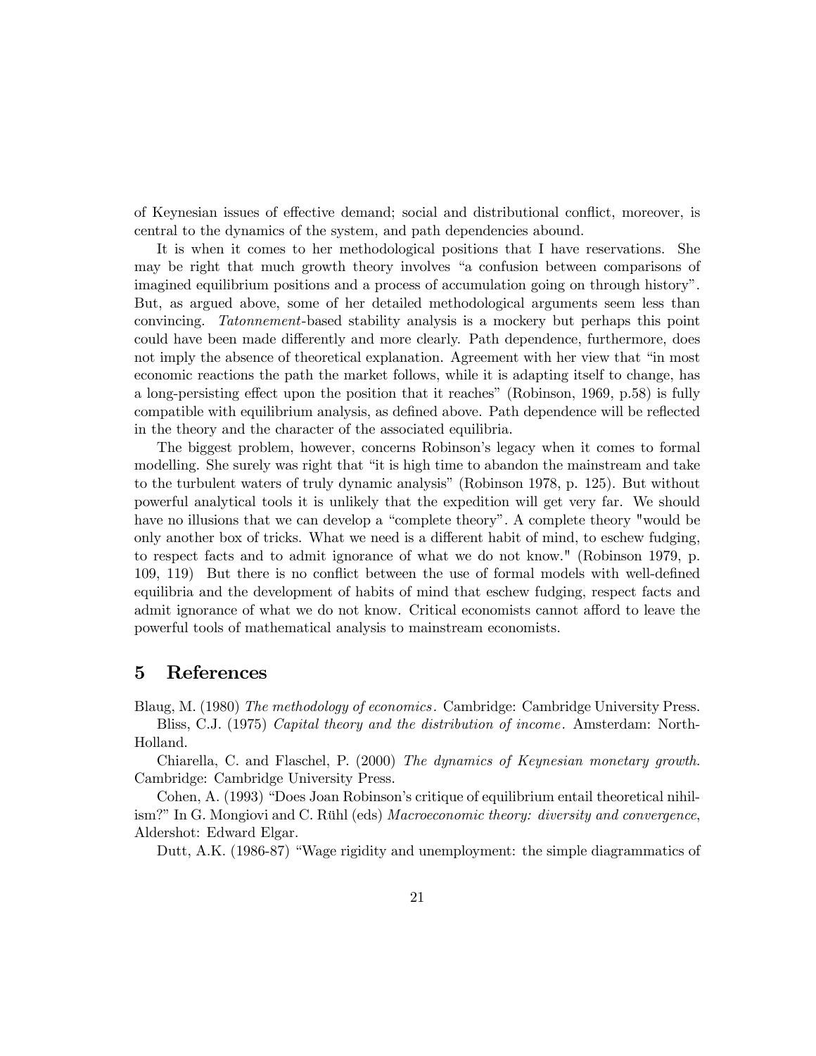of Keynesian issues of effective demand; social and distributional conflict, moreover, is central to the dynamics of the system, and path dependencies abound.

It is when it comes to her methodological positions that I have reservations. She may be right that much growth theory involves "a confusion between comparisons of imagined equilibrium positions and a process of accumulation going on through history". But, as argued above, some of her detailed methodological arguments seem less than convincing. *Tatonnement*-based stability analysis is a mockery but perhaps this point could have been made differently and more clearly. Path dependence, furthermore, does not imply the absence of theoretical explanation. Agreement with her view that "in most economic reactions the path the market follows, while it is adapting itself to change, has a long-persisting effect upon the position that it reaches" (Robinson, 1969, p.58) is fully compatible with equilibrium analysis, as defined above. Path dependence will be reflected in the theory and the character of the associated equilibria.

The biggest problem, however, concerns Robinson's legacy when it comes to formal modelling. She surely was right that "it is high time to abandon the mainstream and take to the turbulent waters of truly dynamic analysis" (Robinson 1978, p. 125). But without powerful analytical tools it is unlikely that the expedition will get very far. We should have no illusions that we can develop a "complete theory". A complete theory "would be only another box of tricks. What we need is a different habit of mind, to eschew fudging, to respect facts and to admit ignorance of what we do not know." (Robinson 1979, p. 109, 119) But there is no conflict between the use of formal models with well-defined equilibria and the development of habits of mind that eschew fudging, respect facts and admit ignorance of what we do not know. Critical economists cannot afford to leave the powerful tools of mathematical analysis to mainstream economists.

# 5 References

Blaug, M. (1980) *The methodology of economics*. Cambridge: Cambridge University Press.

Bliss, C.J. (1975) *Capital theory and the distribution of income*. Amsterdam: North-Holland.

Chiarella, C. and Flaschel, P. (2000) *The dynamics of Keynesian monetary growth*. Cambridge: Cambridge University Press.

Cohen, A. (1993) "Does Joan Robinson's critique of equilibrium entail theoretical nihilism?" In G. Mongiovi and C. Rühl (eds) *Macroeconomic theory: diversity and convergence*, Aldershot: Edward Elgar.

Dutt, A.K. (1986-87) "Wage rigidity and unemployment: the simple diagrammatics of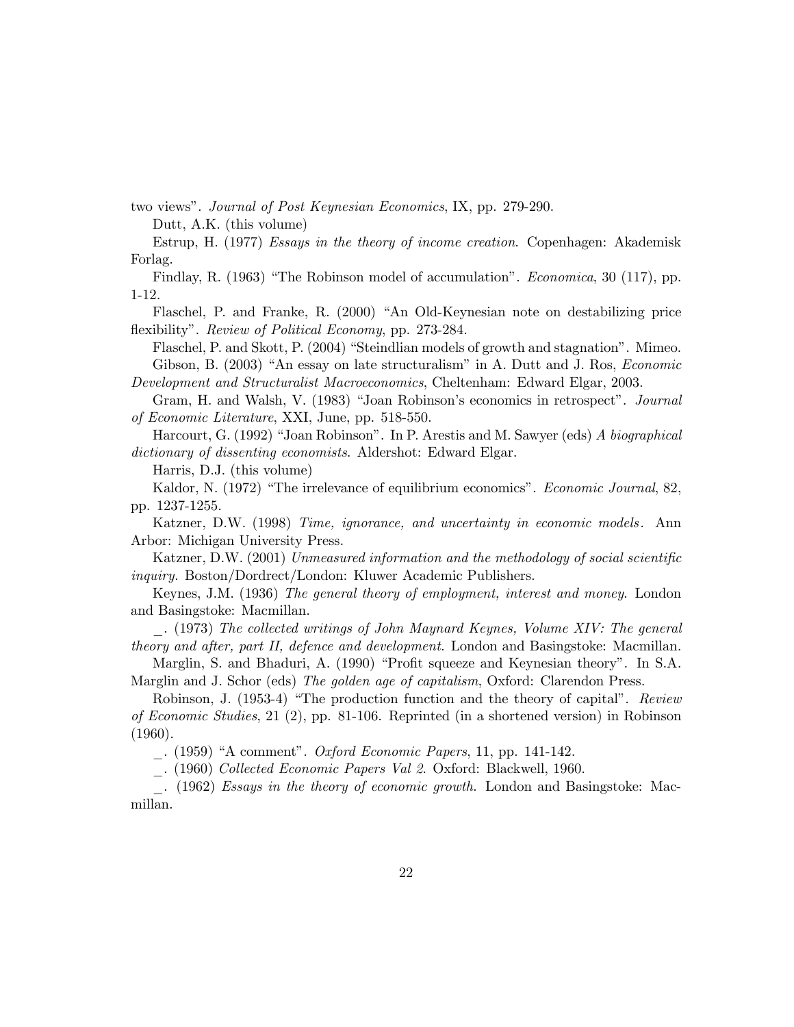two views". *Journal of Post Keynesian Economics*, IX, pp. 279-290.

Dutt, A.K. (this volume)

Estrup, H. (1977) *Essays in the theory of income creation*. Copenhagen: Akademisk Forlag.

Findlay, R. (1963) "The Robinson model of accumulation". *Economica*, 30 (117), pp. 1-12.

Flaschel, P. and Franke, R. (2000) "An Old-Keynesian note on destabilizing price flexibility". *Review of Political Economy*, pp. 273-284.

Flaschel, P. and Skott, P. (2004) "Steindlian models of growth and stagnation". Mimeo.

Gibson, B. (2003) "An essay on late structuralism" in A. Dutt and J. Ros, *Economic Development and Structuralist Macroeconomics*, Cheltenham: Edward Elgar, 2003.

Gram, H. and Walsh, V. (1983) "Joan Robinson's economics in retrospect". *Journal of Economic Literature*, XXI, June, pp. 518-550.

Harcourt, G. (1992) "Joan Robinson". In P. Arestis and M. Sawyer (eds) *A biographical dictionary of dissenting economists*. Aldershot: Edward Elgar.

Harris, D.J. (this volume)

Kaldor, N. (1972) "The irrelevance of equilibrium economics". *Economic Journal*, 82, pp. 1237-1255.

Katzner, D.W. (1998) *Time, ignorance, and uncertainty in economic models*. Ann Arbor: Michigan University Press.

Katzner, D.W. (2001) *Unmeasured information and the methodology of social scientific inquiry*. Boston/Dordrect/London: Kluwer Academic Publishers.

Keynes, J.M. (1936) *The general theory of employment, interest and money*. London and Basingstoke: Macmillan.

_. (1973) *The collected writings of John Maynard Keynes, Volume XIV: The general theory and after, part II, defence and development*. London and Basingstoke: Macmillan.

Marglin, S. and Bhaduri, A. (1990) "Profit squeeze and Keynesian theory". In S.A. Marglin and J. Schor (eds) *The golden age of capitalism*, Oxford: Clarendon Press.

Robinson, J. (1953-4) "The production function and the theory of capital". *Review of Economic Studies*, 21 (2), pp. 81-106. Reprinted (in a shortened version) in Robinson (1960).

_. (1959) "A comment". *Oxford Economic Papers*, 11, pp. 141-142.

_. (1960) *Collected Economic Papers Val 2*. Oxford: Blackwell, 1960.

_. (1962) *Essays in the theory of economic growth*. London and Basingstoke: Macmillan.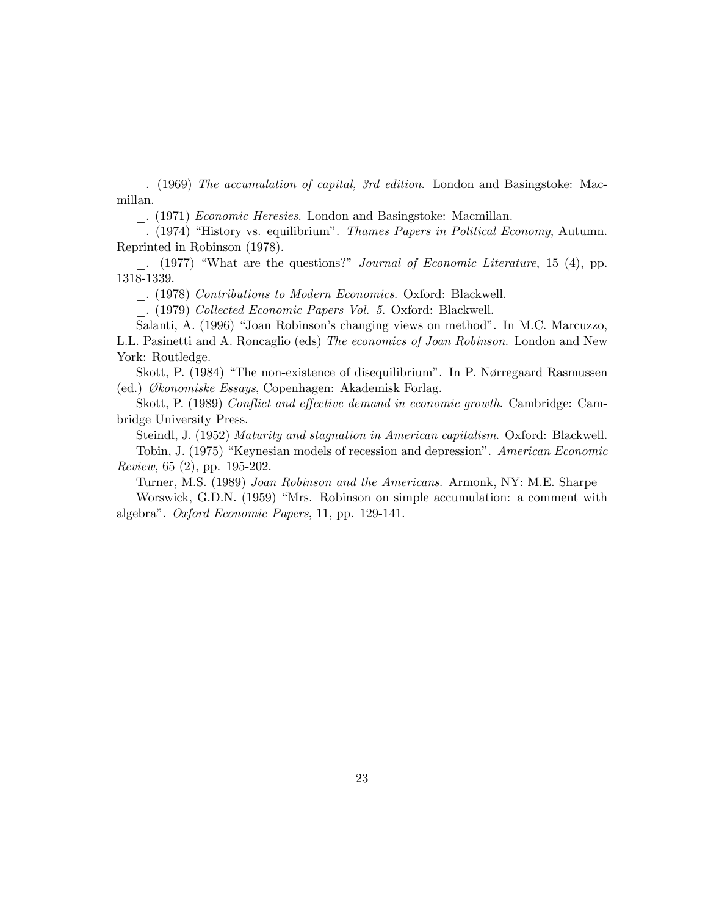_. (1969) *The accumulation of capital, 3rd edition*. London and Basingstoke: Macmillan.

_. (1971) *Economic Heresies*. London and Basingstoke: Macmillan.

_. (1974) "History vs. equilibrium". *Thames Papers in Political Economy*, Autumn. Reprinted in Robinson (1978).

_. (1977) "What are the questions?" *Journal of Economic Literature*, 15 (4), pp. 1318-1339.

_. (1978) *Contributions to Modern Economics*. Oxford: Blackwell.

_. (1979) *Collected Economic Papers Vol. 5*. Oxford: Blackwell.

Salanti, A. (1996) "Joan Robinson's changing views on method". In M.C. Marcuzzo, L.L. Pasinetti and A. Roncaglio (eds) *The economics of Joan Robinson*. London and New York: Routledge.

Skott, P. (1984) "The non-existence of disequilibrium". In P. Nørregaard Rasmussen (ed.) *Økonomiske Essays*, Copenhagen: Akademisk Forlag.

Skott, P. (1989) *Conflict and effective demand in economic growth*. Cambridge: Cambridge University Press.

Steindl, J. (1952) *Maturity and stagnation in American capitalism*. Oxford: Blackwell.

Tobin, J. (1975) "Keynesian models of recession and depression". *American Economic Review*, 65 (2), pp. 195-202.

Turner, M.S. (1989) *Joan Robinson and the Americans*. Armonk, NY: M.E. Sharpe

Worswick, G.D.N. (1959) "Mrs. Robinson on simple accumulation: a comment with algebra". *Oxford Economic Papers*, 11, pp. 129-141.